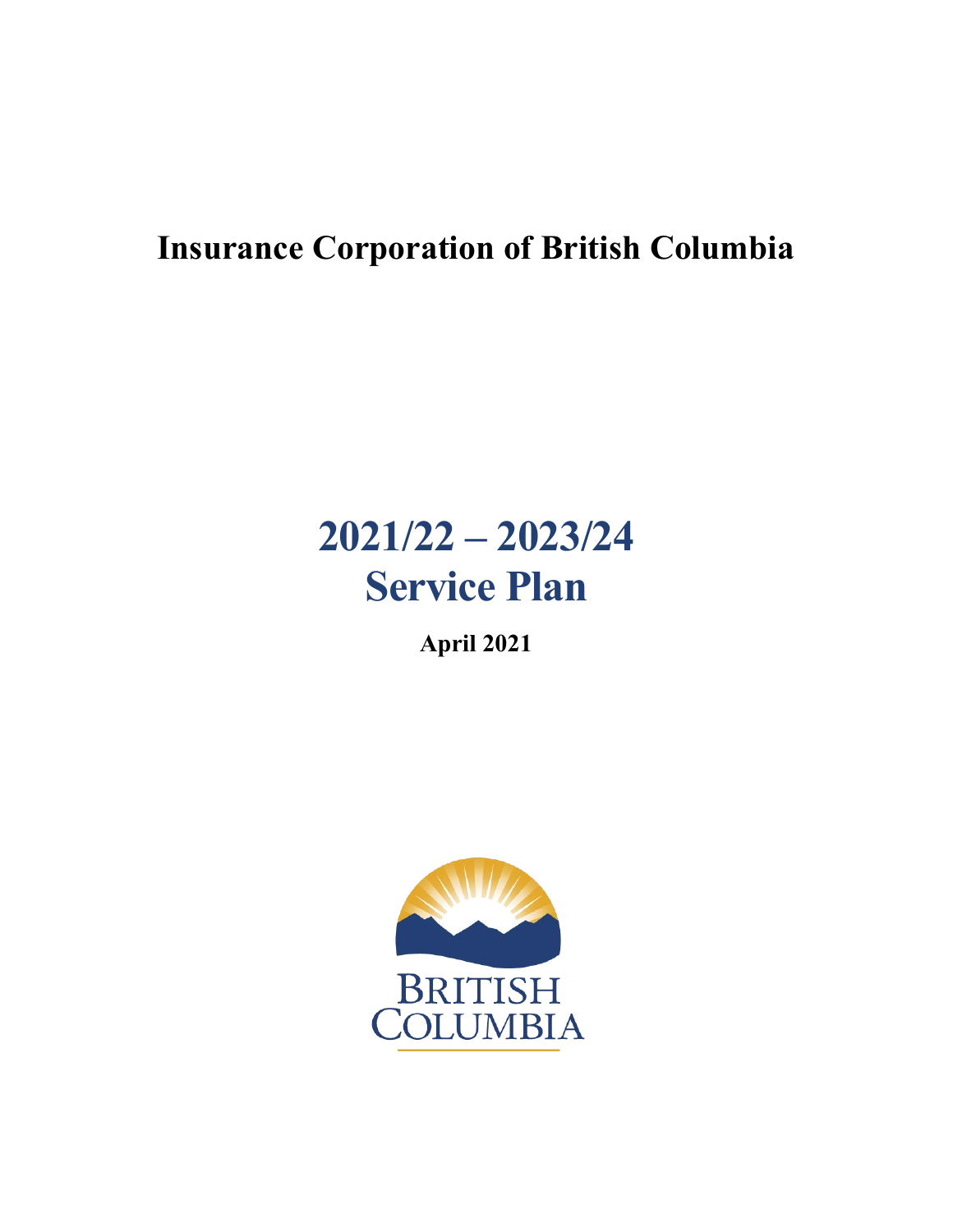# Insurance Corporation of British Columbia

# 2021/22 – 2023/24
# Service Plan

**April 2021**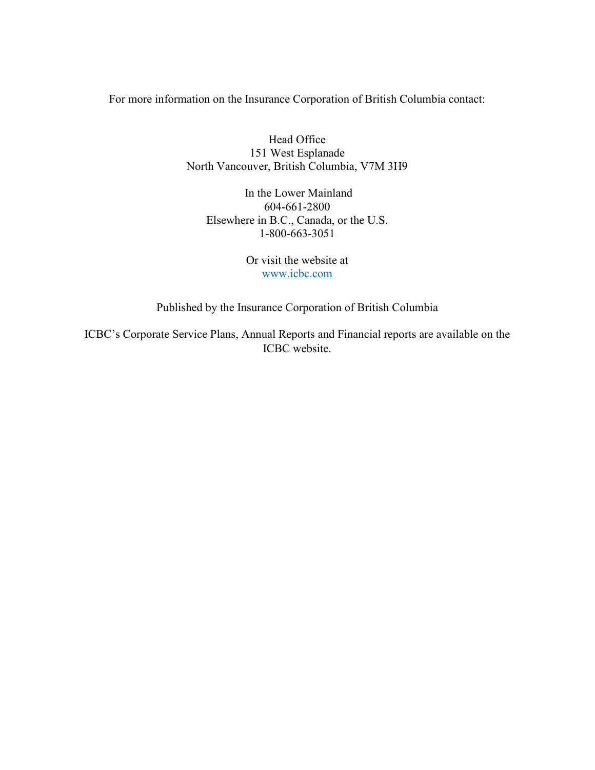For more information on the Insurance Corporation of British Columbia contact:

Head Office
151 West Esplanade
North Vancouver, British Columbia, V7M 3H9

In the Lower Mainland
604-661-2800
Elsewhere in B.C., Canada, or the U.S.
1-800-663-3051

Or visit the website at
[www.icbc.com](http://www.icbc.com)

Published by the Insurance Corporation of British Columbia

ICBC's Corporate Service Plans, Annual Reports and Financial reports are available on the ICBC website.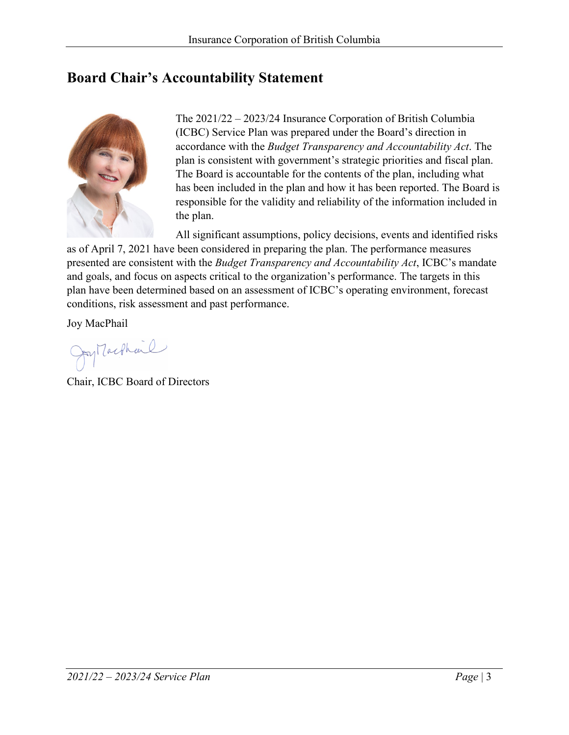## Board Chair's Accountability Statement

The 2021/22 – 2023/24 Insurance Corporation of British Columbia (ICBC) Service Plan was prepared under the Board's direction in accordance with the *Budget Transparency and Accountability Act*. The plan is consistent with government's strategic priorities and fiscal plan. The Board is accountable for the contents of the plan, including what has been included in the plan and how it has been reported. The Board is responsible for the validity and reliability of the information included in the plan.

All significant assumptions, policy decisions, events and identified risks as of April 7, 2021 have been considered in preparing the plan. The performance measures presented are consistent with the *Budget Transparency and Accountability Act*, ICBC's mandate and goals, and focus on aspects critical to the organization's performance. The targets in this plan have been determined based on an assessment of ICBC's operating environment, forecast conditions, risk assessment and past performance.

Joy MacPhail

Chair, ICBC Board of Directors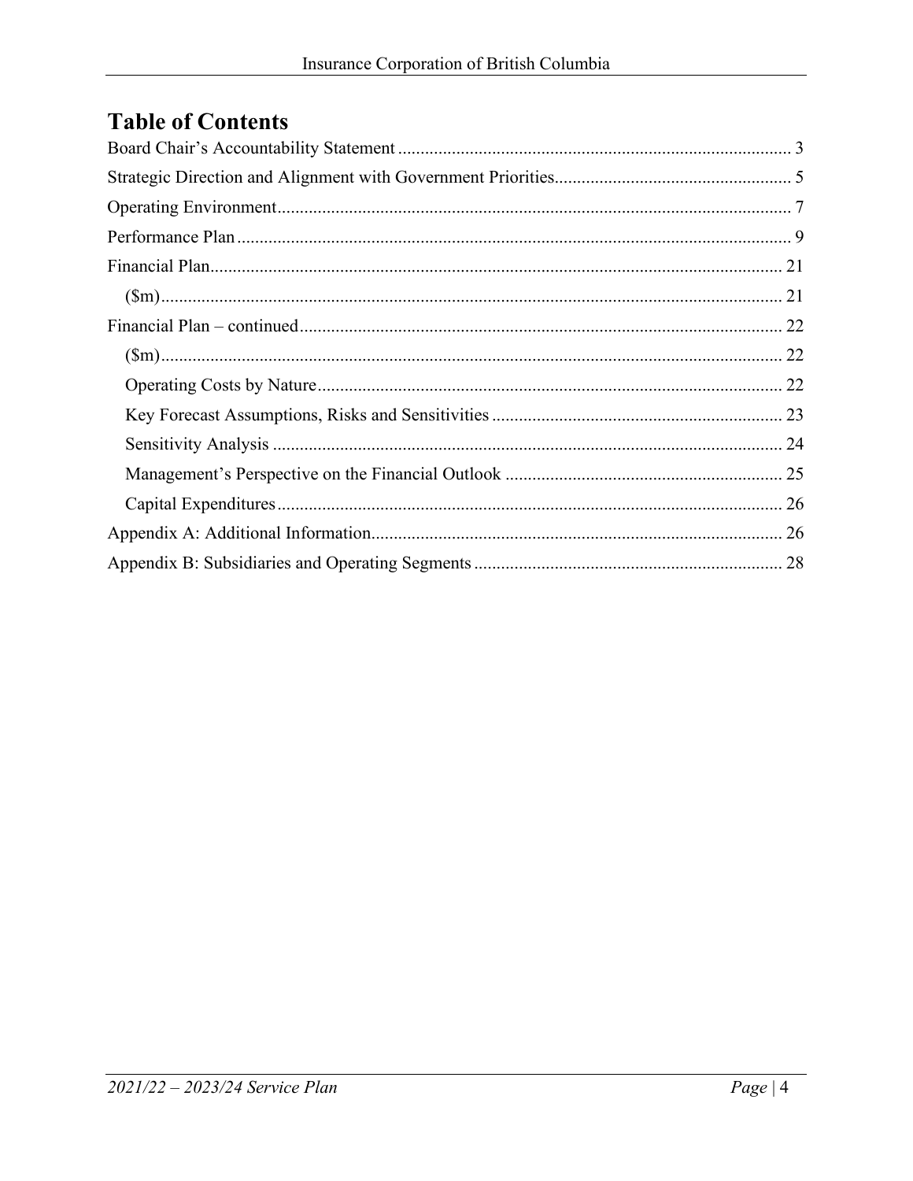# Table of Contents

Board Chair's Accountability Statement ........................................................................................ 3
Strategic Direction and Alignment with Government Priorities..................................................... 5
Operating Environment.................................................................................................................. 7
Performance Plan ........................................................................................................................... 9
Financial Plan................................................................................................................................ 21
    ($m)........................................................................................................................................... 21
Financial Plan – continued............................................................................................................ 22
    ($m)........................................................................................................................................... 22
    Operating Costs by Nature........................................................................................................ 22
    Key Forecast Assumptions, Risks and Sensitivities ................................................................. 23
    Sensitivity Analysis .................................................................................................................. 24
    Management's Perspective on the Financial Outlook .............................................................. 25
    Capital Expenditures................................................................................................................. 26
Appendix A: Additional Information............................................................................................ 26
Appendix B: Subsidiaries and Operating Segments ..................................................................... 28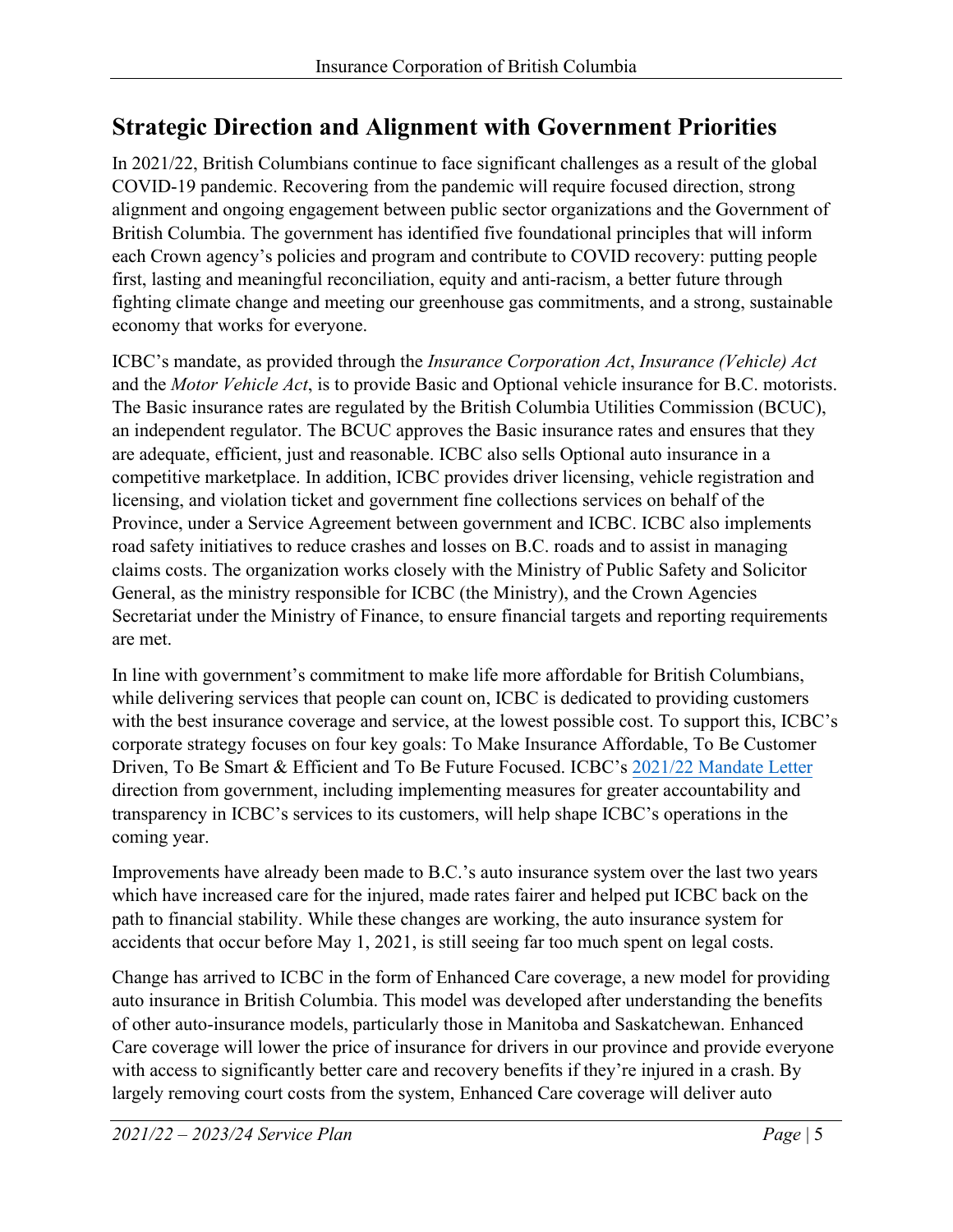## Strategic Direction and Alignment with Government Priorities

In 2021/22, British Columbians continue to face significant challenges as a result of the global COVID-19 pandemic. Recovering from the pandemic will require focused direction, strong alignment and ongoing engagement between public sector organizations and the Government of British Columbia. The government has identified five foundational principles that will inform each Crown agency's policies and program and contribute to COVID recovery: putting people first, lasting and meaningful reconciliation, equity and anti-racism, a better future through fighting climate change and meeting our greenhouse gas commitments, and a strong, sustainable economy that works for everyone.

ICBC's mandate, as provided through the *Insurance Corporation Act*, *Insurance (Vehicle) Act* and the *Motor Vehicle Act*, is to provide Basic and Optional vehicle insurance for B.C. motorists. The Basic insurance rates are regulated by the British Columbia Utilities Commission (BCUC), an independent regulator. The BCUC approves the Basic insurance rates and ensures that they are adequate, efficient, just and reasonable. ICBC also sells Optional auto insurance in a competitive marketplace. In addition, ICBC provides driver licensing, vehicle registration and licensing, and violation ticket and government fine collections services on behalf of the Province, under a Service Agreement between government and ICBC. ICBC also implements road safety initiatives to reduce crashes and losses on B.C. roads and to assist in managing claims costs. The organization works closely with the Ministry of Public Safety and Solicitor General, as the ministry responsible for ICBC (the Ministry), and the Crown Agencies Secretariat under the Ministry of Finance, to ensure financial targets and reporting requirements are met.

In line with government's commitment to make life more affordable for British Columbians, while delivering services that people can count on, ICBC is dedicated to providing customers with the best insurance coverage and service, at the lowest possible cost. To support this, ICBC's corporate strategy focuses on four key goals: To Make Insurance Affordable, To Be Customer Driven, To Be Smart & Efficient and To Be Future Focused. ICBC's 2021/22 Mandate Letter direction from government, including implementing measures for greater accountability and transparency in ICBC's services to its customers, will help shape ICBC's operations in the coming year.

Improvements have already been made to B.C.'s auto insurance system over the last two years which have increased care for the injured, made rates fairer and helped put ICBC back on the path to financial stability. While these changes are working, the auto insurance system for accidents that occur before May 1, 2021, is still seeing far too much spent on legal costs.

Change has arrived to ICBC in the form of Enhanced Care coverage, a new model for providing auto insurance in British Columbia. This model was developed after understanding the benefits of other auto-insurance models, particularly those in Manitoba and Saskatchewan. Enhanced Care coverage will lower the price of insurance for drivers in our province and provide everyone with access to significantly better care and recovery benefits if they're injured in a crash. By largely removing court costs from the system, Enhanced Care coverage will deliver auto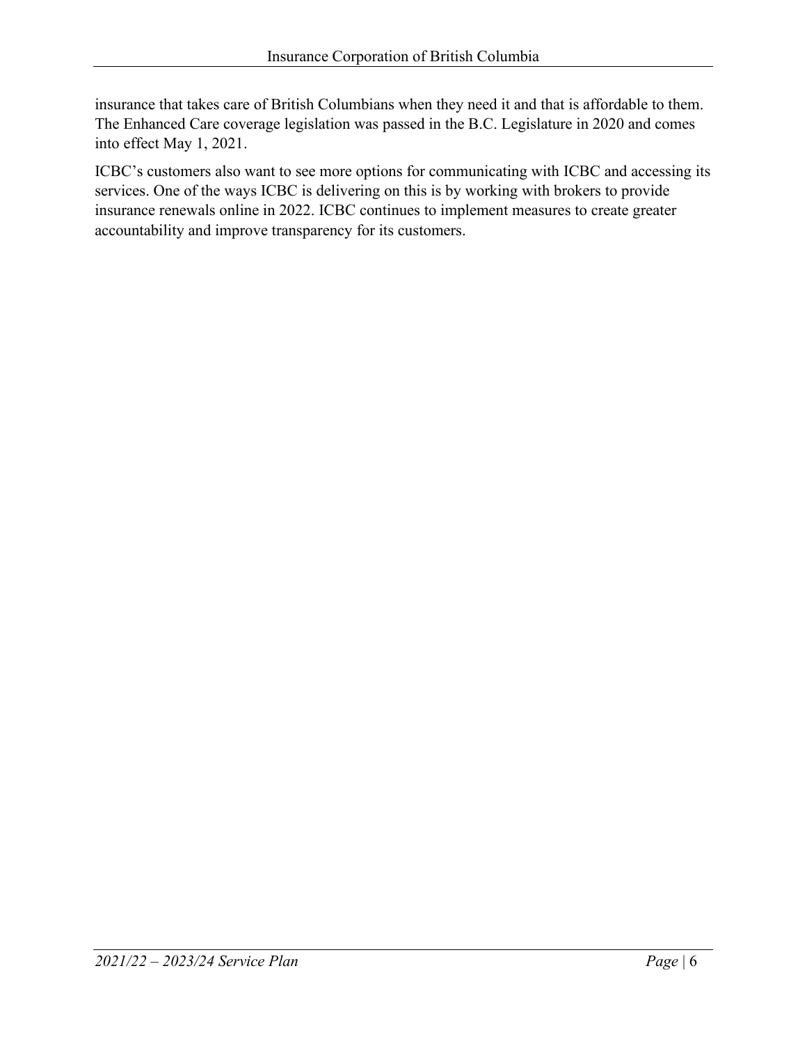insurance that takes care of British Columbians when they need it and that is affordable to them. The Enhanced Care coverage legislation was passed in the B.C. Legislature in 2020 and comes into effect May 1, 2021.

ICBC's customers also want to see more options for communicating with ICBC and accessing its services. One of the ways ICBC is delivering on this is by working with brokers to provide insurance renewals online in 2022. ICBC continues to implement measures to create greater accountability and improve transparency for its customers.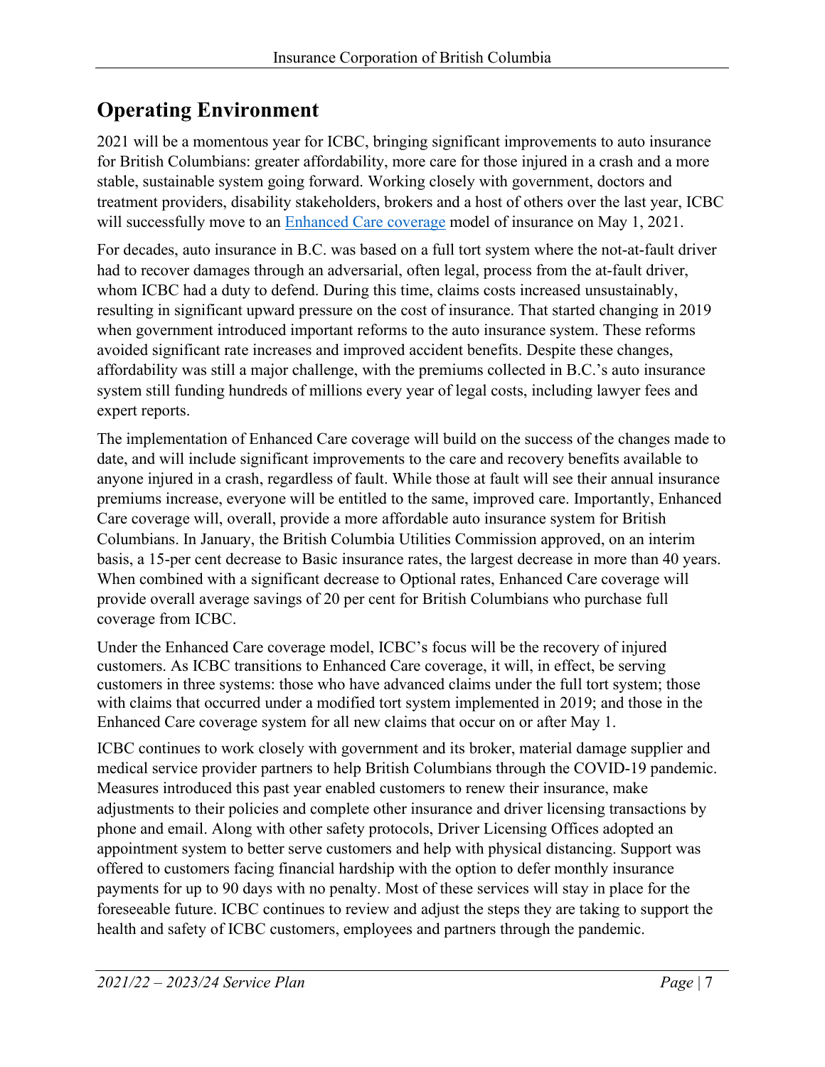## Operating Environment

2021 will be a momentous year for ICBC, bringing significant improvements to auto insurance for British Columbians: greater affordability, more care for those injured in a crash and a more stable, sustainable system going forward. Working closely with government, doctors and treatment providers, disability stakeholders, brokers and a host of others over the last year, ICBC will successfully move to an [Enhanced Care coverage]() model of insurance on May 1, 2021.

For decades, auto insurance in B.C. was based on a full tort system where the not-at-fault driver had to recover damages through an adversarial, often legal, process from the at-fault driver, whom ICBC had a duty to defend. During this time, claims costs increased unsustainably, resulting in significant upward pressure on the cost of insurance. That started changing in 2019 when government introduced important reforms to the auto insurance system. These reforms avoided significant rate increases and improved accident benefits. Despite these changes, affordability was still a major challenge, with the premiums collected in B.C.'s auto insurance system still funding hundreds of millions every year of legal costs, including lawyer fees and expert reports.

The implementation of Enhanced Care coverage will build on the success of the changes made to date, and will include significant improvements to the care and recovery benefits available to anyone injured in a crash, regardless of fault. While those at fault will see their annual insurance premiums increase, everyone will be entitled to the same, improved care. Importantly, Enhanced Care coverage will, overall, provide a more affordable auto insurance system for British Columbians. In January, the British Columbia Utilities Commission approved, on an interim basis, a 15-per cent decrease to Basic insurance rates, the largest decrease in more than 40 years. When combined with a significant decrease to Optional rates, Enhanced Care coverage will provide overall average savings of 20 per cent for British Columbians who purchase full coverage from ICBC.

Under the Enhanced Care coverage model, ICBC's focus will be the recovery of injured customers. As ICBC transitions to Enhanced Care coverage, it will, in effect, be serving customers in three systems: those who have advanced claims under the full tort system; those with claims that occurred under a modified tort system implemented in 2019; and those in the Enhanced Care coverage system for all new claims that occur on or after May 1.

ICBC continues to work closely with government and its broker, material damage supplier and medical service provider partners to help British Columbians through the COVID-19 pandemic. Measures introduced this past year enabled customers to renew their insurance, make adjustments to their policies and complete other insurance and driver licensing transactions by phone and email. Along with other safety protocols, Driver Licensing Offices adopted an appointment system to better serve customers and help with physical distancing. Support was offered to customers facing financial hardship with the option to defer monthly insurance payments for up to 90 days with no penalty. Most of these services will stay in place for the foreseeable future. ICBC continues to review and adjust the steps they are taking to support the health and safety of ICBC customers, employees and partners through the pandemic.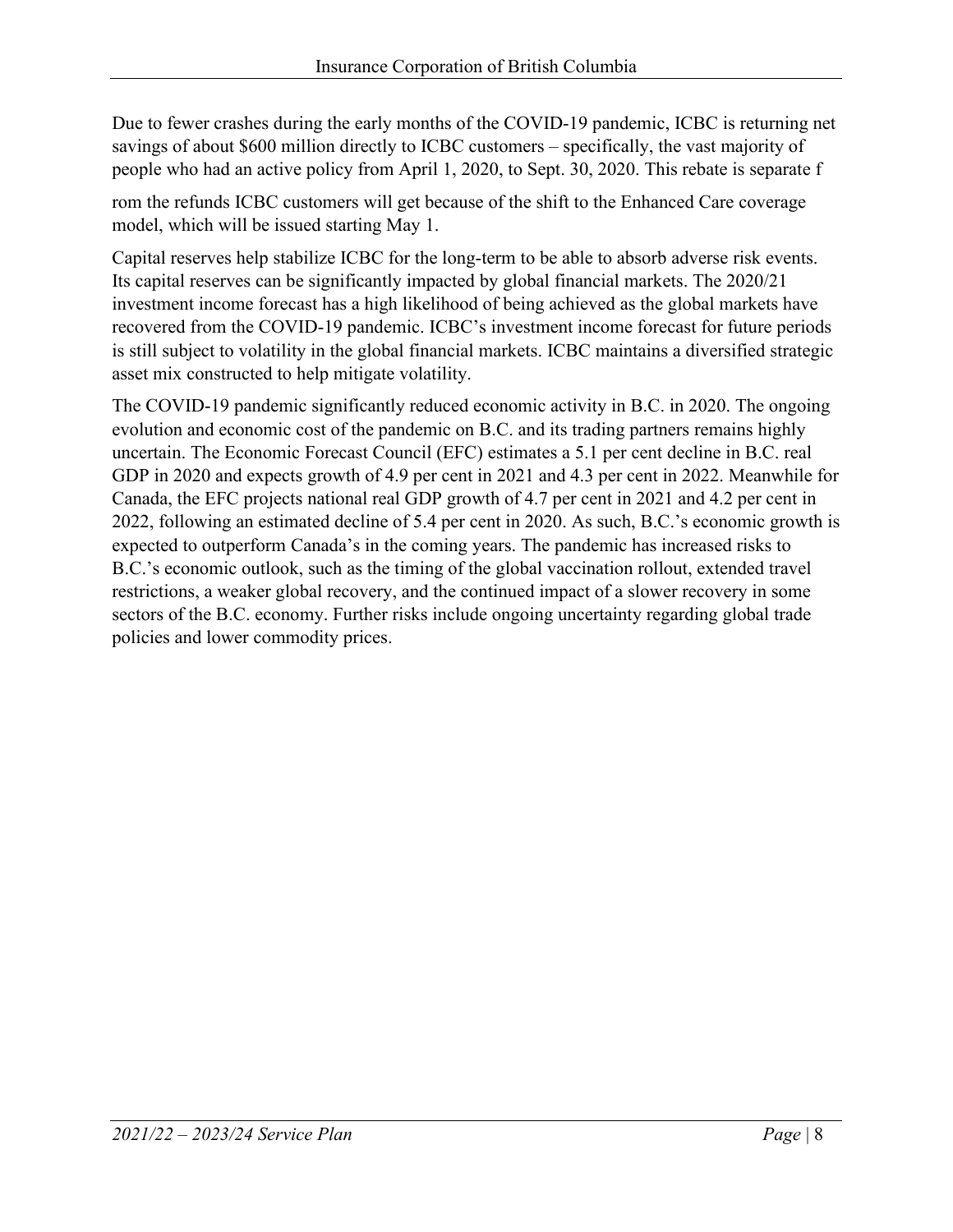Due to fewer crashes during the early months of the COVID-19 pandemic, ICBC is returning net savings of about $600 million directly to ICBC customers – specifically, the vast majority of people who had an active policy from April 1, 2020, to Sept. 30, 2020. This rebate is separate from the refunds ICBC customers will get because of the shift to the Enhanced Care coverage model, which will be issued starting May 1.

Capital reserves help stabilize ICBC for the long-term to be able to absorb adverse risk events. Its capital reserves can be significantly impacted by global financial markets. The 2020/21 investment income forecast has a high likelihood of being achieved as the global markets have recovered from the COVID-19 pandemic. ICBC's investment income forecast for future periods is still subject to volatility in the global financial markets. ICBC maintains a diversified strategic asset mix constructed to help mitigate volatility.

The COVID-19 pandemic significantly reduced economic activity in B.C. in 2020. The ongoing evolution and economic cost of the pandemic on B.C. and its trading partners remains highly uncertain. The Economic Forecast Council (EFC) estimates a 5.1 per cent decline in B.C. real GDP in 2020 and expects growth of 4.9 per cent in 2021 and 4.3 per cent in 2022. Meanwhile for Canada, the EFC projects national real GDP growth of 4.7 per cent in 2021 and 4.2 per cent in 2022, following an estimated decline of 5.4 per cent in 2020. As such, B.C.'s economic growth is expected to outperform Canada's in the coming years. The pandemic has increased risks to B.C.'s economic outlook, such as the timing of the global vaccination rollout, extended travel restrictions, a weaker global recovery, and the continued impact of a slower recovery in some sectors of the B.C. economy. Further risks include ongoing uncertainty regarding global trade policies and lower commodity prices.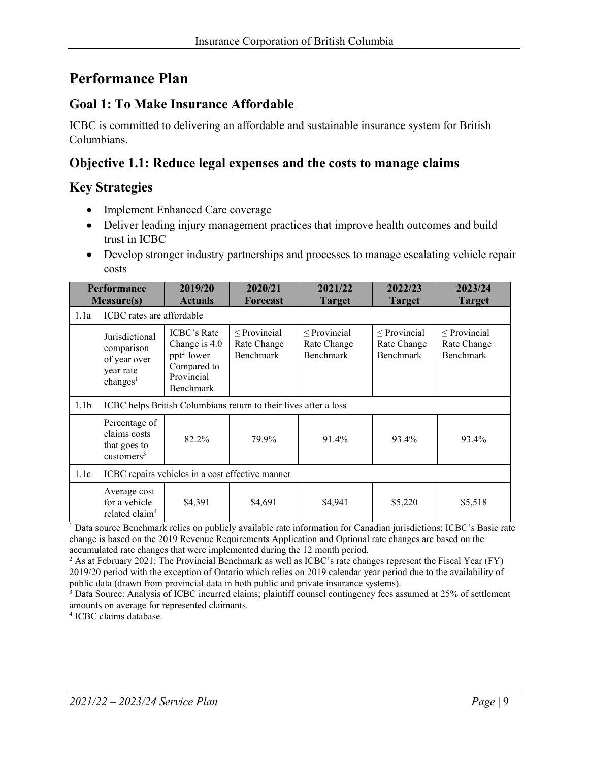# Performance Plan

## Goal 1: To Make Insurance Affordable

ICBC is committed to delivering an affordable and sustainable insurance system for British Columbians.

## Objective 1.1: Reduce legal expenses and the costs to manage claims

## Key Strategies

- Implement Enhanced Care coverage
- Deliver leading injury management practices that improve health outcomes and build trust in ICBC
- Develop stronger industry partnerships and processes to manage escalating vehicle repair costs

| Performance Measure(s) | | 2019/20 Actuals | 2020/21 Forecast | 2021/22 Target | 2022/23 Target | 2023/24 Target |
|---|---|---|---|---|---|---|
| 1.1a | ICBC rates are affordable | | | | | |
| | Jurisdictional comparison of year over year rate changes[1] | ICBC's Rate Change is 4.0 ppt[2] lower Compared to Provincial Benchmark | ≤ Provincial Rate Change Benchmark | ≤ Provincial Rate Change Benchmark | ≤ Provincial Rate Change Benchmark | ≤ Provincial Rate Change Benchmark |
| 1.1b | ICBC helps British Columbians return to their lives after a loss | | | | | |
| | Percentage of claims costs that goes to customers[3] | 82.2% | 79.9% | 91.4% | 93.4% | 93.4% |
| 1.1c | ICBC repairs vehicles in a cost effective manner | | | | | |
| | Average cost for a vehicle related claim[4] | \$4,391 | \$4,691 | \$4,941 | \$5,220 | \$5,518 |

[1] Data source Benchmark relies on publicly available rate information for Canadian jurisdictions; ICBC's Basic rate change is based on the 2019 Revenue Requirements Application and Optional rate changes are based on the accumulated rate changes that were implemented during the 12 month period.

[2] As at February 2021: The Provincial Benchmark as well as ICBC's rate changes represent the Fiscal Year (FY) 2019/20 period with the exception of Ontario which relies on 2019 calendar year period due to the availability of public data (drawn from provincial data in both public and private insurance systems).

[3] Data Source: Analysis of ICBC incurred claims; plaintiff counsel contingency fees assumed at 25% of settlement amounts on average for represented claimants.

[4] ICBC claims database.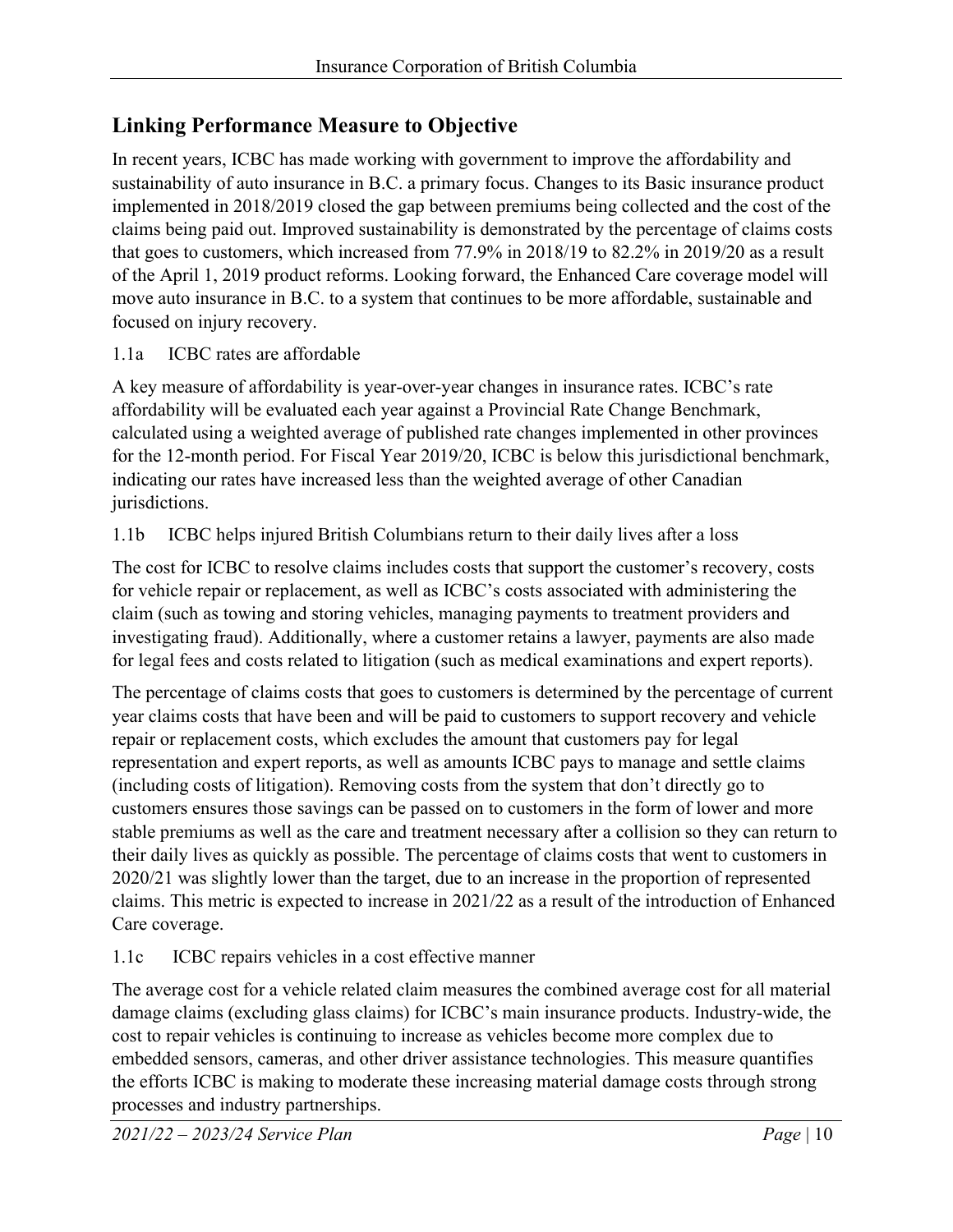## Linking Performance Measure to Objective

In recent years, ICBC has made working with government to improve the affordability and sustainability of auto insurance in B.C. a primary focus. Changes to its Basic insurance product implemented in 2018/2019 closed the gap between premiums being collected and the cost of the claims being paid out. Improved sustainability is demonstrated by the percentage of claims costs that goes to customers, which increased from 77.9% in 2018/19 to 82.2% in 2019/20 as a result of the April 1, 2019 product reforms. Looking forward, the Enhanced Care coverage model will move auto insurance in B.C. to a system that continues to be more affordable, sustainable and focused on injury recovery.

1.1a ICBC rates are affordable

A key measure of affordability is year-over-year changes in insurance rates. ICBC's rate affordability will be evaluated each year against a Provincial Rate Change Benchmark, calculated using a weighted average of published rate changes implemented in other provinces for the 12-month period. For Fiscal Year 2019/20, ICBC is below this jurisdictional benchmark, indicating our rates have increased less than the weighted average of other Canadian jurisdictions.

1.1b ICBC helps injured British Columbians return to their daily lives after a loss

The cost for ICBC to resolve claims includes costs that support the customer's recovery, costs for vehicle repair or replacement, as well as ICBC's costs associated with administering the claim (such as towing and storing vehicles, managing payments to treatment providers and investigating fraud). Additionally, where a customer retains a lawyer, payments are also made for legal fees and costs related to litigation (such as medical examinations and expert reports).

The percentage of claims costs that goes to customers is determined by the percentage of current year claims costs that have been and will be paid to customers to support recovery and vehicle repair or replacement costs, which excludes the amount that customers pay for legal representation and expert reports, as well as amounts ICBC pays to manage and settle claims (including costs of litigation). Removing costs from the system that don't directly go to customers ensures those savings can be passed on to customers in the form of lower and more stable premiums as well as the care and treatment necessary after a collision so they can return to their daily lives as quickly as possible. The percentage of claims costs that went to customers in 2020/21 was slightly lower than the target, due to an increase in the proportion of represented claims. This metric is expected to increase in 2021/22 as a result of the introduction of Enhanced Care coverage.

1.1c ICBC repairs vehicles in a cost effective manner

The average cost for a vehicle related claim measures the combined average cost for all material damage claims (excluding glass claims) for ICBC's main insurance products. Industry-wide, the cost to repair vehicles is continuing to increase as vehicles become more complex due to embedded sensors, cameras, and other driver assistance technologies. This measure quantifies the efforts ICBC is making to moderate these increasing material damage costs through strong processes and industry partnerships.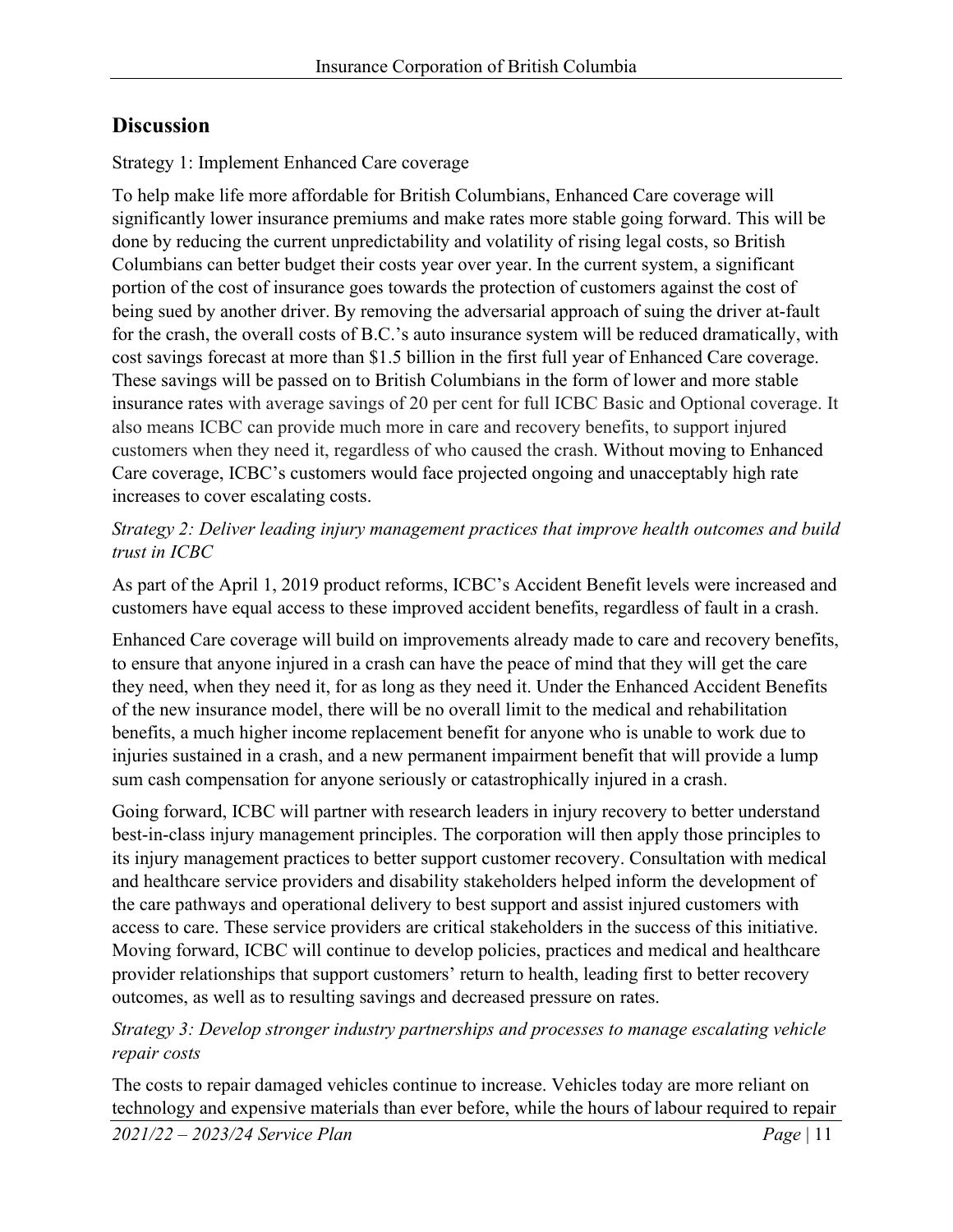## Discussion

Strategy 1: Implement Enhanced Care coverage

To help make life more affordable for British Columbians, Enhanced Care coverage will significantly lower insurance premiums and make rates more stable going forward. This will be done by reducing the current unpredictability and volatility of rising legal costs, so British Columbians can better budget their costs year over year. In the current system, a significant portion of the cost of insurance goes towards the protection of customers against the cost of being sued by another driver. By removing the adversarial approach of suing the driver at-fault for the crash, the overall costs of B.C.'s auto insurance system will be reduced dramatically, with cost savings forecast at more than $1.5 billion in the first full year of Enhanced Care coverage. These savings will be passed on to British Columbians in the form of lower and more stable insurance rates with average savings of 20 per cent for full ICBC Basic and Optional coverage. It also means ICBC can provide much more in care and recovery benefits, to support injured customers when they need it, regardless of who caused the crash. Without moving to Enhanced Care coverage, ICBC's customers would face projected ongoing and unacceptably high rate increases to cover escalating costs.

*Strategy 2: Deliver leading injury management practices that improve health outcomes and build trust in ICBC*

As part of the April 1, 2019 product reforms, ICBC's Accident Benefit levels were increased and customers have equal access to these improved accident benefits, regardless of fault in a crash.

Enhanced Care coverage will build on improvements already made to care and recovery benefits, to ensure that anyone injured in a crash can have the peace of mind that they will get the care they need, when they need it, for as long as they need it. Under the Enhanced Accident Benefits of the new insurance model, there will be no overall limit to the medical and rehabilitation benefits, a much higher income replacement benefit for anyone who is unable to work due to injuries sustained in a crash, and a new permanent impairment benefit that will provide a lump sum cash compensation for anyone seriously or catastrophically injured in a crash.

Going forward, ICBC will partner with research leaders in injury recovery to better understand best-in-class injury management principles. The corporation will then apply those principles to its injury management practices to better support customer recovery. Consultation with medical and healthcare service providers and disability stakeholders helped inform the development of the care pathways and operational delivery to best support and assist injured customers with access to care. These service providers are critical stakeholders in the success of this initiative. Moving forward, ICBC will continue to develop policies, practices and medical and healthcare provider relationships that support customers' return to health, leading first to better recovery outcomes, as well as to resulting savings and decreased pressure on rates.

*Strategy 3: Develop stronger industry partnerships and processes to manage escalating vehicle repair costs*

The costs to repair damaged vehicles continue to increase. Vehicles today are more reliant on technology and expensive materials than ever before, while the hours of labour required to repair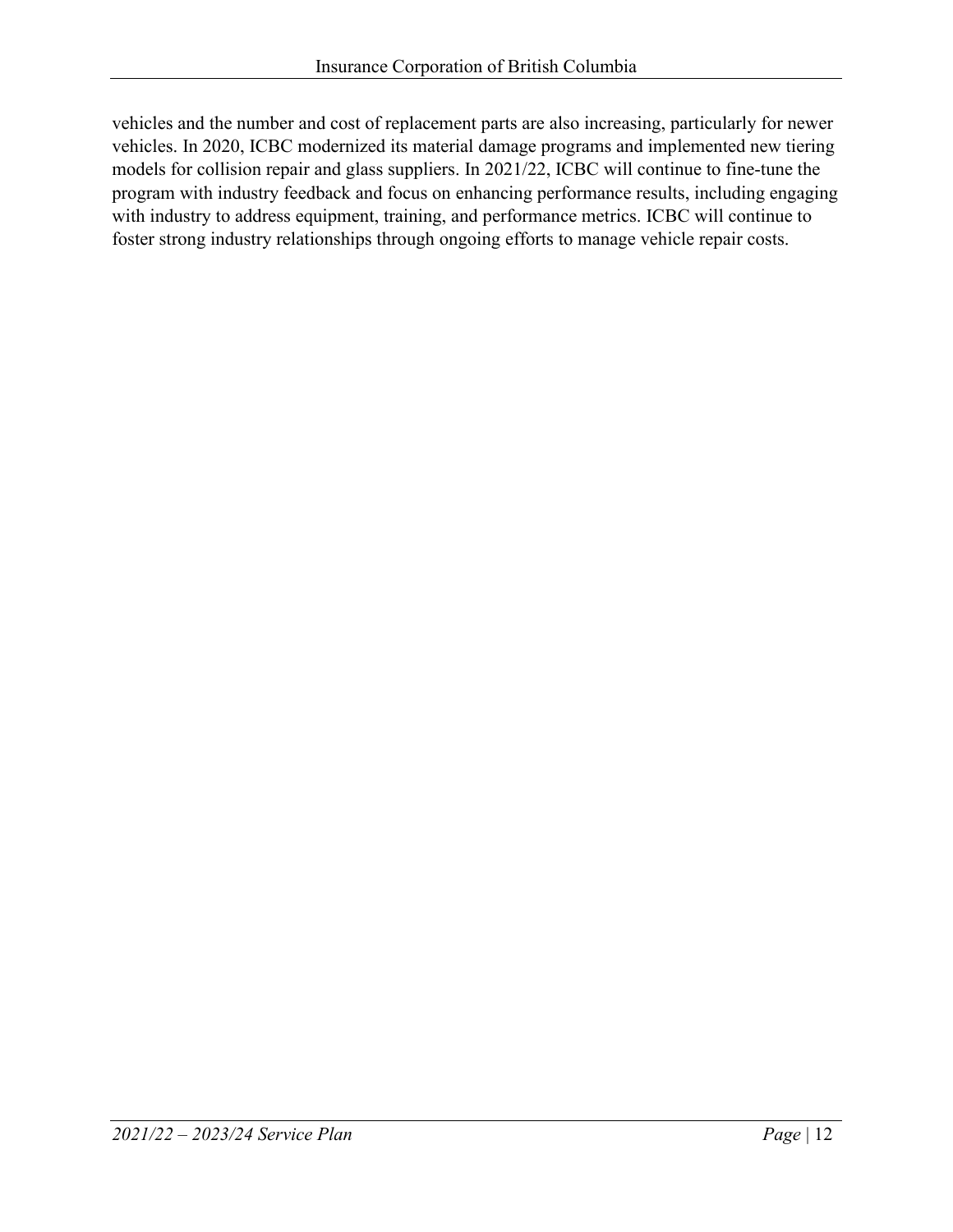vehicles and the number and cost of replacement parts are also increasing, particularly for newer vehicles. In 2020, ICBC modernized its material damage programs and implemented new tiering models for collision repair and glass suppliers. In 2021/22, ICBC will continue to fine-tune the program with industry feedback and focus on enhancing performance results, including engaging with industry to address equipment, training, and performance metrics. ICBC will continue to foster strong industry relationships through ongoing efforts to manage vehicle repair costs.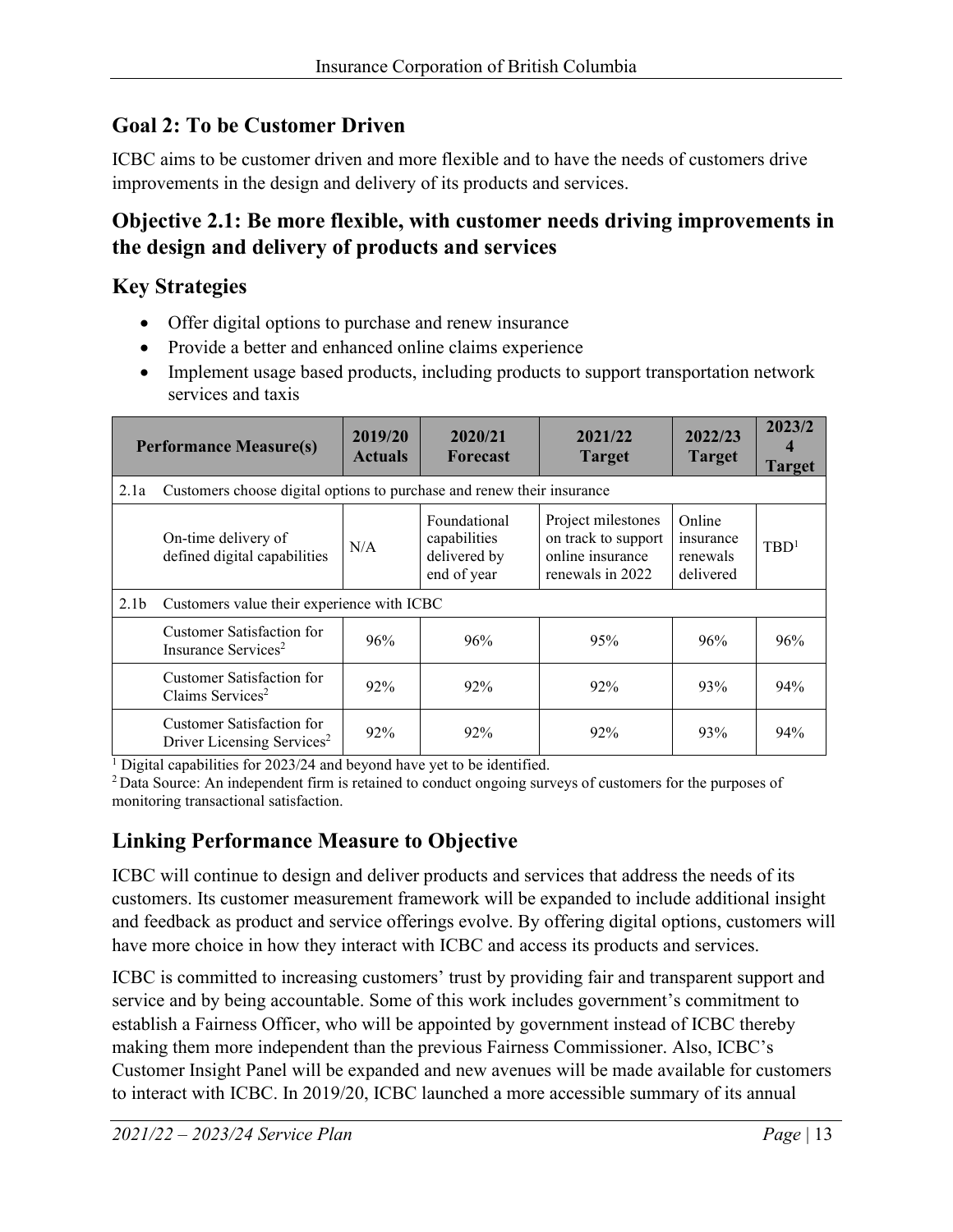## Goal 2: To be Customer Driven

ICBC aims to be customer driven and more flexible and to have the needs of customers drive improvements in the design and delivery of its products and services.

### Objective 2.1: Be more flexible, with customer needs driving improvements in the design and delivery of products and services

### Key Strategies

- Offer digital options to purchase and renew insurance
- Provide a better and enhanced online claims experience
- Implement usage based products, including products to support transportation network services and taxis

| Performance Measure(s) | | 2019/20 Actuals | 2020/21 Forecast | 2021/22 Target | 2022/23 Target | 2023/24 Target |
|---|---|---|---|---|---|---|
| 2.1a | Customers choose digital options to purchase and renew their insurance | | | | | |
| | On-time delivery of defined digital capabilities | N/A | Foundational capabilities delivered by end of year | Project milestones on track to support online insurance renewals in 2022 | Online insurance renewals delivered | TBD[1] |
| 2.1b | Customers value their experience with ICBC | | | | | |
| | Customer Satisfaction for Insurance Services[2] | 96% | 96% | 95% | 96% | 96% |
| | Customer Satisfaction for Claims Services[2] | 92% | 92% | 92% | 93% | 94% |
| | Customer Satisfaction for Driver Licensing Services[2] | 92% | 92% | 92% | 93% | 94% |

[1] Digital capabilities for 2023/24 and beyond have yet to be identified.
[2] Data Source: An independent firm is retained to conduct ongoing surveys of customers for the purposes of monitoring transactional satisfaction.

### Linking Performance Measure to Objective

ICBC will continue to design and deliver products and services that address the needs of its customers. Its customer measurement framework will be expanded to include additional insight and feedback as product and service offerings evolve. By offering digital options, customers will have more choice in how they interact with ICBC and access its products and services.

ICBC is committed to increasing customers' trust by providing fair and transparent support and service and by being accountable. Some of this work includes government's commitment to establish a Fairness Officer, who will be appointed by government instead of ICBC thereby making them more independent than the previous Fairness Commissioner. Also, ICBC's Customer Insight Panel will be expanded and new avenues will be made available for customers to interact with ICBC. In 2019/20, ICBC launched a more accessible summary of its annual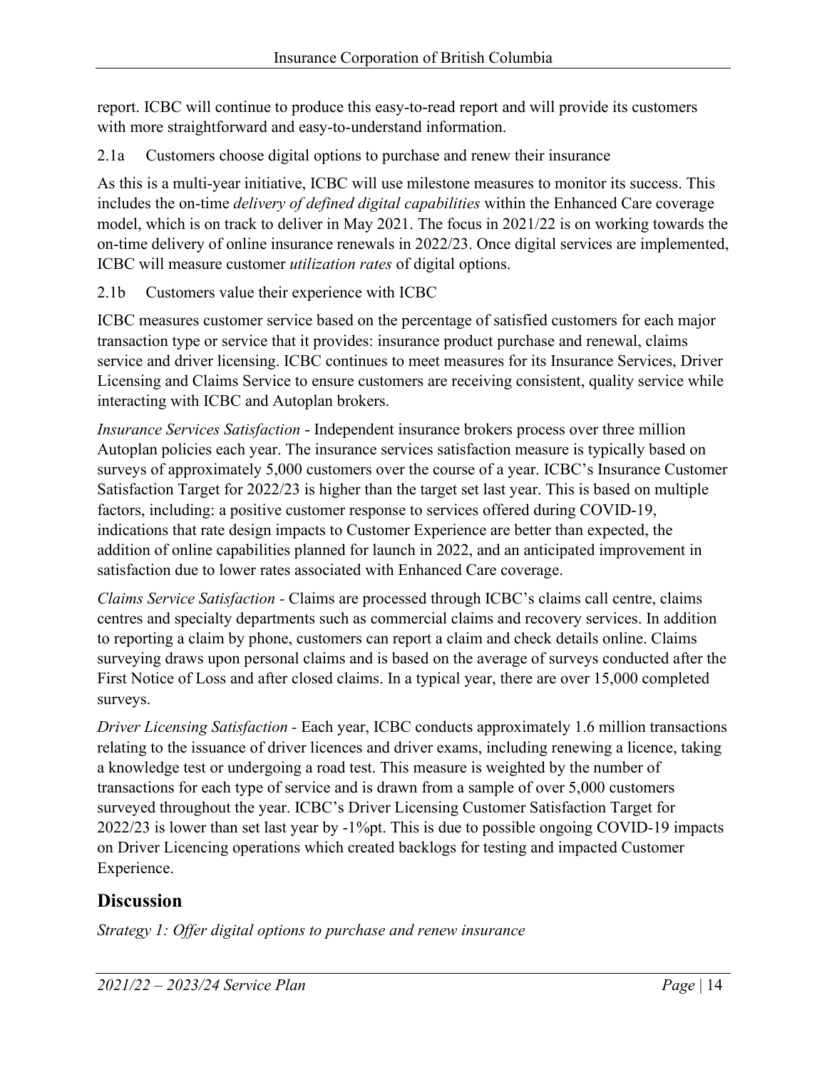report. ICBC will continue to produce this easy-to-read report and will provide its customers with more straightforward and easy-to-understand information.

2.1a Customers choose digital options to purchase and renew their insurance

As this is a multi-year initiative, ICBC will use milestone measures to monitor its success. This includes the on-time *delivery of defined digital capabilities* within the Enhanced Care coverage model, which is on track to deliver in May 2021. The focus in 2021/22 is on working towards the on-time delivery of online insurance renewals in 2022/23. Once digital services are implemented, ICBC will measure customer *utilization rates* of digital options.

2.1b Customers value their experience with ICBC

ICBC measures customer service based on the percentage of satisfied customers for each major transaction type or service that it provides: insurance product purchase and renewal, claims service and driver licensing. ICBC continues to meet measures for its Insurance Services, Driver Licensing and Claims Service to ensure customers are receiving consistent, quality service while interacting with ICBC and Autoplan brokers.

*Insurance Services Satisfaction* - Independent insurance brokers process over three million Autoplan policies each year. The insurance services satisfaction measure is typically based on surveys of approximately 5,000 customers over the course of a year. ICBC's Insurance Customer Satisfaction Target for 2022/23 is higher than the target set last year. This is based on multiple factors, including: a positive customer response to services offered during COVID-19, indications that rate design impacts to Customer Experience are better than expected, the addition of online capabilities planned for launch in 2022, and an anticipated improvement in satisfaction due to lower rates associated with Enhanced Care coverage.

*Claims Service Satisfaction* - Claims are processed through ICBC's claims call centre, claims centres and specialty departments such as commercial claims and recovery services. In addition to reporting a claim by phone, customers can report a claim and check details online. Claims surveying draws upon personal claims and is based on the average of surveys conducted after the First Notice of Loss and after closed claims. In a typical year, there are over 15,000 completed surveys.

*Driver Licensing Satisfaction* - Each year, ICBC conducts approximately 1.6 million transactions relating to the issuance of driver licences and driver exams, including renewing a licence, taking a knowledge test or undergoing a road test. This measure is weighted by the number of transactions for each type of service and is drawn from a sample of over 5,000 customers surveyed throughout the year. ICBC's Driver Licensing Customer Satisfaction Target for 2022/23 is lower than set last year by -1%pt. This is due to possible ongoing COVID-19 impacts on Driver Licencing operations which created backlogs for testing and impacted Customer Experience.

## Discussion

*Strategy 1: Offer digital options to purchase and renew insurance*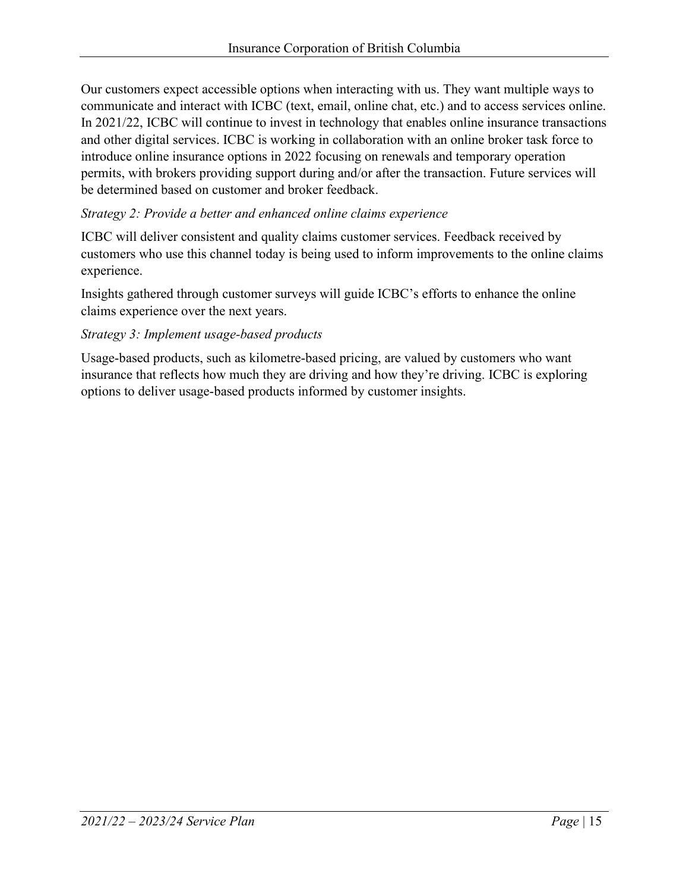Our customers expect accessible options when interacting with us. They want multiple ways to communicate and interact with ICBC (text, email, online chat, etc.) and to access services online. In 2021/22, ICBC will continue to invest in technology that enables online insurance transactions and other digital services. ICBC is working in collaboration with an online broker task force to introduce online insurance options in 2022 focusing on renewals and temporary operation permits, with brokers providing support during and/or after the transaction. Future services will be determined based on customer and broker feedback.

*Strategy 2: Provide a better and enhanced online claims experience*

ICBC will deliver consistent and quality claims customer services. Feedback received by customers who use this channel today is being used to inform improvements to the online claims experience.

Insights gathered through customer surveys will guide ICBC's efforts to enhance the online claims experience over the next years.

*Strategy 3: Implement usage-based products*

Usage-based products, such as kilometre-based pricing, are valued by customers who want insurance that reflects how much they are driving and how they're driving. ICBC is exploring options to deliver usage-based products informed by customer insights.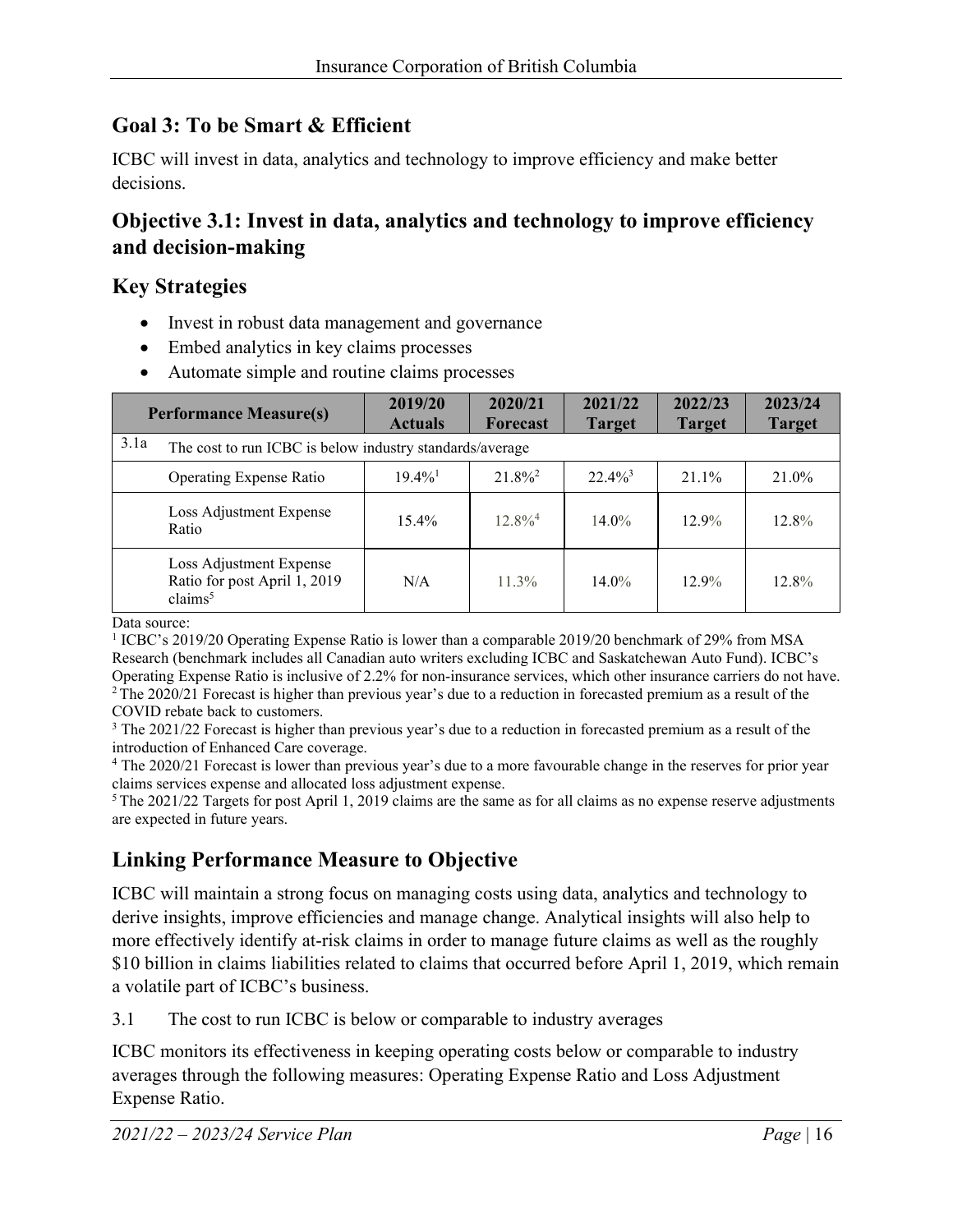## Goal 3: To be Smart & Efficient

ICBC will invest in data, analytics and technology to improve efficiency and make better decisions.

## Objective 3.1: Invest in data, analytics and technology to improve efficiency and decision-making

### Key Strategies

- Invest in robust data management and governance
- Embed analytics in key claims processes
- Automate simple and routine claims processes

| Performance Measure(s) | | 2019/20 Actuals | 2020/21 Forecast | 2021/22 Target | 2022/23 Target | 2023/24 Target |
|---|---|---|---|---|---|---|
| 3.1a | The cost to run ICBC is below industry standards/average | | | | | |
| | Operating Expense Ratio | 19.4%[1] | 21.8%[2] | 22.4%[3] | 21.1% | 21.0% |
| | Loss Adjustment Expense Ratio | 15.4% | 12.8%[4] | 14.0% | 12.9% | 12.8% |
| | Loss Adjustment Expense Ratio for post April 1, 2019 claims[5] | N/A | 11.3% | 14.0% | 12.9% | 12.8% |

Data source:

[1] ICBC's 2019/20 Operating Expense Ratio is lower than a comparable 2019/20 benchmark of 29% from MSA Research (benchmark includes all Canadian auto writers excluding ICBC and Saskatchewan Auto Fund). ICBC's Operating Expense Ratio is inclusive of 2.2% for non-insurance services, which other insurance carriers do not have.

[2] The 2020/21 Forecast is higher than previous year's due to a reduction in forecasted premium as a result of the COVID rebate back to customers.

[3] The 2021/22 Forecast is higher than previous year's due to a reduction in forecasted premium as a result of the introduction of Enhanced Care coverage.

[4] The 2020/21 Forecast is lower than previous year's due to a more favourable change in the reserves for prior year claims services expense and allocated loss adjustment expense.

[5] The 2021/22 Targets for post April 1, 2019 claims are the same as for all claims as no expense reserve adjustments are expected in future years.

### Linking Performance Measure to Objective

ICBC will maintain a strong focus on managing costs using data, analytics and technology to derive insights, improve efficiencies and manage change. Analytical insights will also help to more effectively identify at-risk claims in order to manage future claims as well as the roughly $10 billion in claims liabilities related to claims that occurred before April 1, 2019, which remain a volatile part of ICBC's business.

3.1 The cost to run ICBC is below or comparable to industry averages

ICBC monitors its effectiveness in keeping operating costs below or comparable to industry averages through the following measures: Operating Expense Ratio and Loss Adjustment Expense Ratio.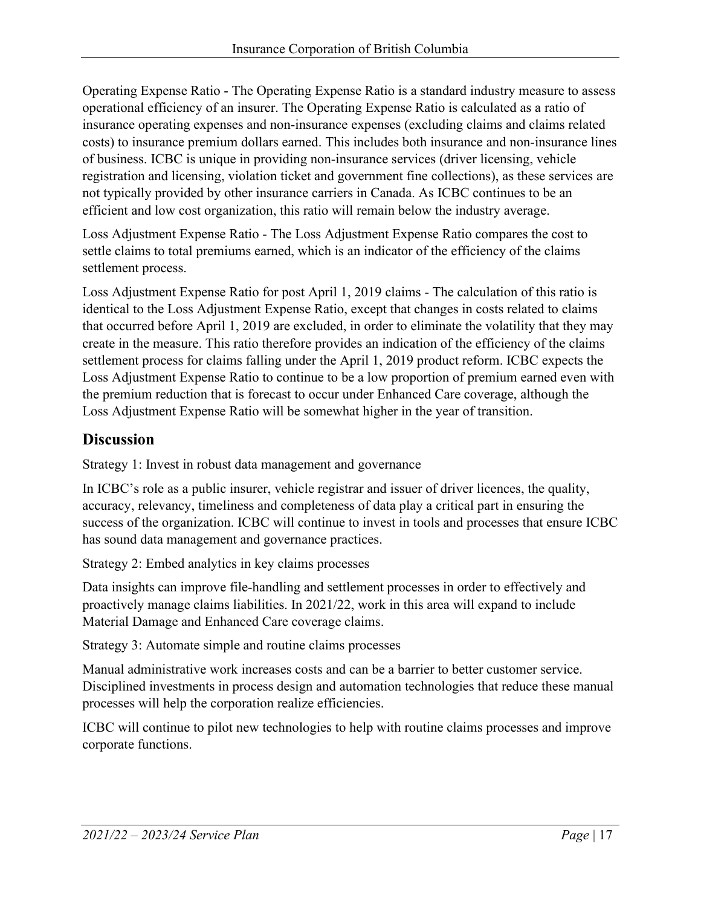Operating Expense Ratio - The Operating Expense Ratio is a standard industry measure to assess operational efficiency of an insurer. The Operating Expense Ratio is calculated as a ratio of insurance operating expenses and non-insurance expenses (excluding claims and claims related costs) to insurance premium dollars earned. This includes both insurance and non-insurance lines of business. ICBC is unique in providing non-insurance services (driver licensing, vehicle registration and licensing, violation ticket and government fine collections), as these services are not typically provided by other insurance carriers in Canada. As ICBC continues to be an efficient and low cost organization, this ratio will remain below the industry average.

Loss Adjustment Expense Ratio - The Loss Adjustment Expense Ratio compares the cost to settle claims to total premiums earned, which is an indicator of the efficiency of the claims settlement process.

Loss Adjustment Expense Ratio for post April 1, 2019 claims - The calculation of this ratio is identical to the Loss Adjustment Expense Ratio, except that changes in costs related to claims that occurred before April 1, 2019 are excluded, in order to eliminate the volatility that they may create in the measure. This ratio therefore provides an indication of the efficiency of the claims settlement process for claims falling under the April 1, 2019 product reform. ICBC expects the Loss Adjustment Expense Ratio to continue to be a low proportion of premium earned even with the premium reduction that is forecast to occur under Enhanced Care coverage, although the Loss Adjustment Expense Ratio will be somewhat higher in the year of transition.

## Discussion

Strategy 1: Invest in robust data management and governance

In ICBC's role as a public insurer, vehicle registrar and issuer of driver licences, the quality, accuracy, relevancy, timeliness and completeness of data play a critical part in ensuring the success of the organization. ICBC will continue to invest in tools and processes that ensure ICBC has sound data management and governance practices.

Strategy 2: Embed analytics in key claims processes

Data insights can improve file-handling and settlement processes in order to effectively and proactively manage claims liabilities. In 2021/22, work in this area will expand to include Material Damage and Enhanced Care coverage claims.

Strategy 3: Automate simple and routine claims processes

Manual administrative work increases costs and can be a barrier to better customer service. Disciplined investments in process design and automation technologies that reduce these manual processes will help the corporation realize efficiencies.

ICBC will continue to pilot new technologies to help with routine claims processes and improve corporate functions.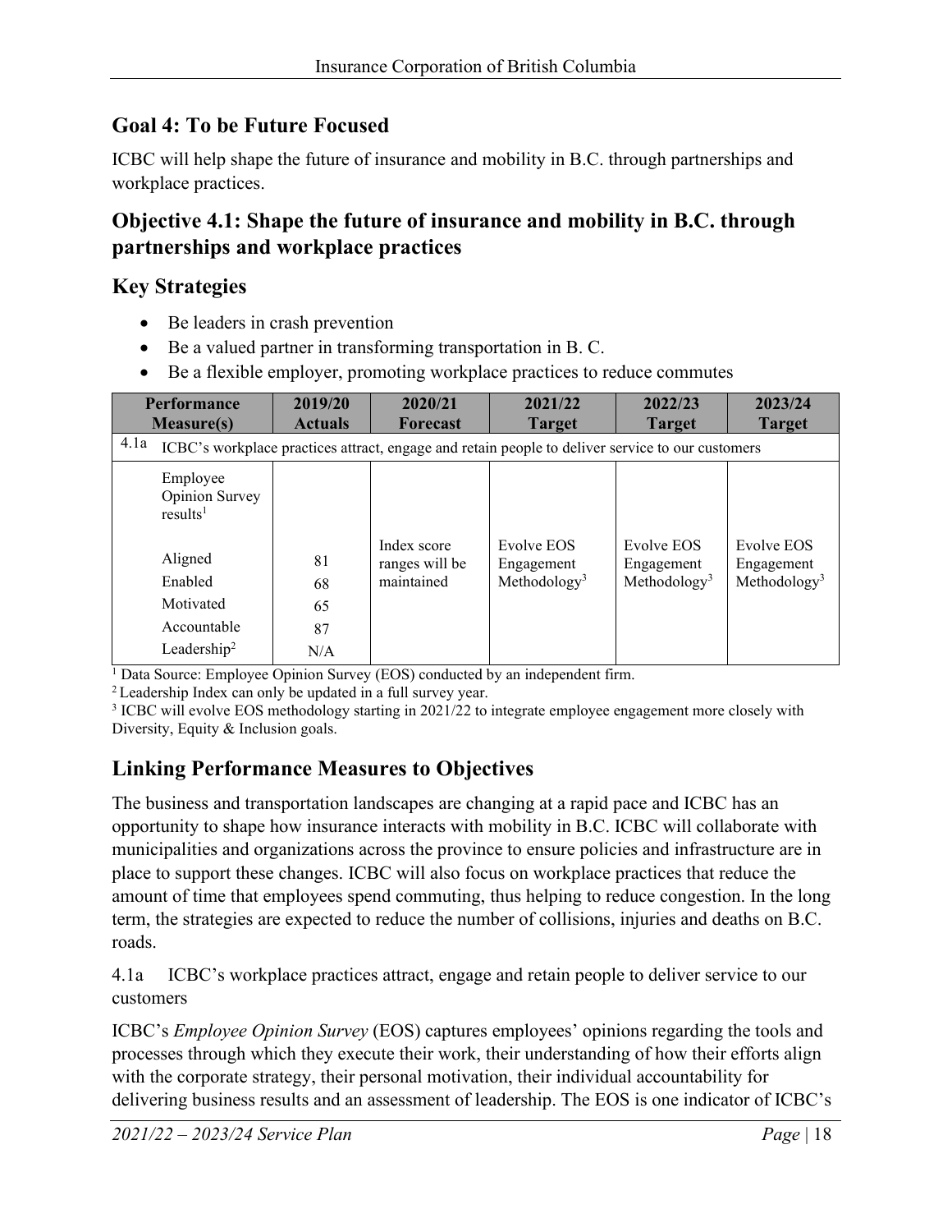## Goal 4: To be Future Focused

ICBC will help shape the future of insurance and mobility in B.C. through partnerships and workplace practices.

## Objective 4.1: Shape the future of insurance and mobility in B.C. through partnerships and workplace practices

### Key Strategies

- Be leaders in crash prevention
- Be a valued partner in transforming transportation in B. C.
- Be a flexible employer, promoting workplace practices to reduce commutes

| Performance Measure(s) | 2019/20 Actuals | 2020/21 Forecast | 2021/22 Target | 2022/23 Target | 2023/24 Target |
|---|---|---|---|---|---|
| 4.1a ICBC's workplace practices attract, engage and retain people to deliver service to our customers | | | | | |
| Employee Opinion Survey results[1] | | | | | |
| Aligned | 81 | Index score ranges will be maintained | Evolve EOS Engagement Methodology[3] | Evolve EOS Engagement Methodology[3] | Evolve EOS Engagement Methodology[3] |
| Enabled | 68 | | | | |
| Motivated | 65 | | | | |
| Accountable | 87 | | | | |
| Leadership[2] | N/A | | | | |

[1] Data Source: Employee Opinion Survey (EOS) conducted by an independent firm.
[2] Leadership Index can only be updated in a full survey year.
[3] ICBC will evolve EOS methodology starting in 2021/22 to integrate employee engagement more closely with Diversity, Equity & Inclusion goals.

### Linking Performance Measures to Objectives

The business and transportation landscapes are changing at a rapid pace and ICBC has an opportunity to shape how insurance interacts with mobility in B.C. ICBC will collaborate with municipalities and organizations across the province to ensure policies and infrastructure are in place to support these changes. ICBC will also focus on workplace practices that reduce the amount of time that employees spend commuting, thus helping to reduce congestion. In the long term, the strategies are expected to reduce the number of collisions, injuries and deaths on B.C. roads.

4.1a ICBC's workplace practices attract, engage and retain people to deliver service to our customers

ICBC's *Employee Opinion Survey* (EOS) captures employees' opinions regarding the tools and processes through which they execute their work, their understanding of how their efforts align with the corporate strategy, their personal motivation, their individual accountability for delivering business results and an assessment of leadership. The EOS is one indicator of ICBC's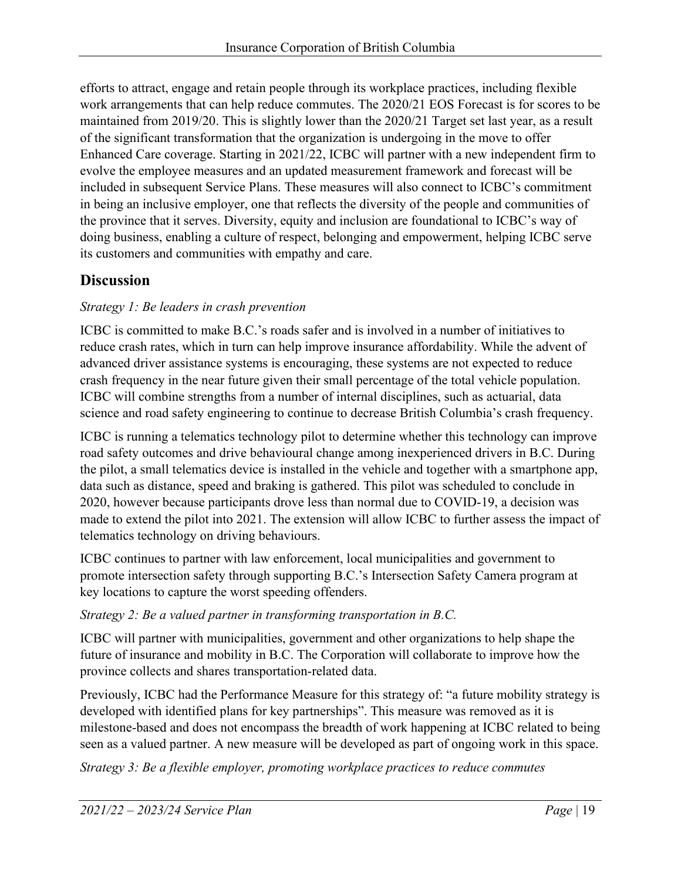efforts to attract, engage and retain people through its workplace practices, including flexible work arrangements that can help reduce commutes. The 2020/21 EOS Forecast is for scores to be maintained from 2019/20. This is slightly lower than the 2020/21 Target set last year, as a result of the significant transformation that the organization is undergoing in the move to offer Enhanced Care coverage. Starting in 2021/22, ICBC will partner with a new independent firm to evolve the employee measures and an updated measurement framework and forecast will be included in subsequent Service Plans. These measures will also connect to ICBC's commitment in being an inclusive employer, one that reflects the diversity of the people and communities of the province that it serves. Diversity, equity and inclusion are foundational to ICBC's way of doing business, enabling a culture of respect, belonging and empowerment, helping ICBC serve its customers and communities with empathy and care.

## Discussion

*Strategy 1: Be leaders in crash prevention*

ICBC is committed to make B.C.'s roads safer and is involved in a number of initiatives to reduce crash rates, which in turn can help improve insurance affordability. While the advent of advanced driver assistance systems is encouraging, these systems are not expected to reduce crash frequency in the near future given their small percentage of the total vehicle population. ICBC will combine strengths from a number of internal disciplines, such as actuarial, data science and road safety engineering to continue to decrease British Columbia's crash frequency.

ICBC is running a telematics technology pilot to determine whether this technology can improve road safety outcomes and drive behavioural change among inexperienced drivers in B.C. During the pilot, a small telematics device is installed in the vehicle and together with a smartphone app, data such as distance, speed and braking is gathered. This pilot was scheduled to conclude in 2020, however because participants drove less than normal due to COVID-19, a decision was made to extend the pilot into 2021. The extension will allow ICBC to further assess the impact of telematics technology on driving behaviours.

ICBC continues to partner with law enforcement, local municipalities and government to promote intersection safety through supporting B.C.'s Intersection Safety Camera program at key locations to capture the worst speeding offenders.

*Strategy 2: Be a valued partner in transforming transportation in B.C.*

ICBC will partner with municipalities, government and other organizations to help shape the future of insurance and mobility in B.C. The Corporation will collaborate to improve how the province collects and shares transportation-related data.

Previously, ICBC had the Performance Measure for this strategy of: "a future mobility strategy is developed with identified plans for key partnerships". This measure was removed as it is milestone-based and does not encompass the breadth of work happening at ICBC related to being seen as a valued partner. A new measure will be developed as part of ongoing work in this space.

*Strategy 3: Be a flexible employer, promoting workplace practices to reduce commutes*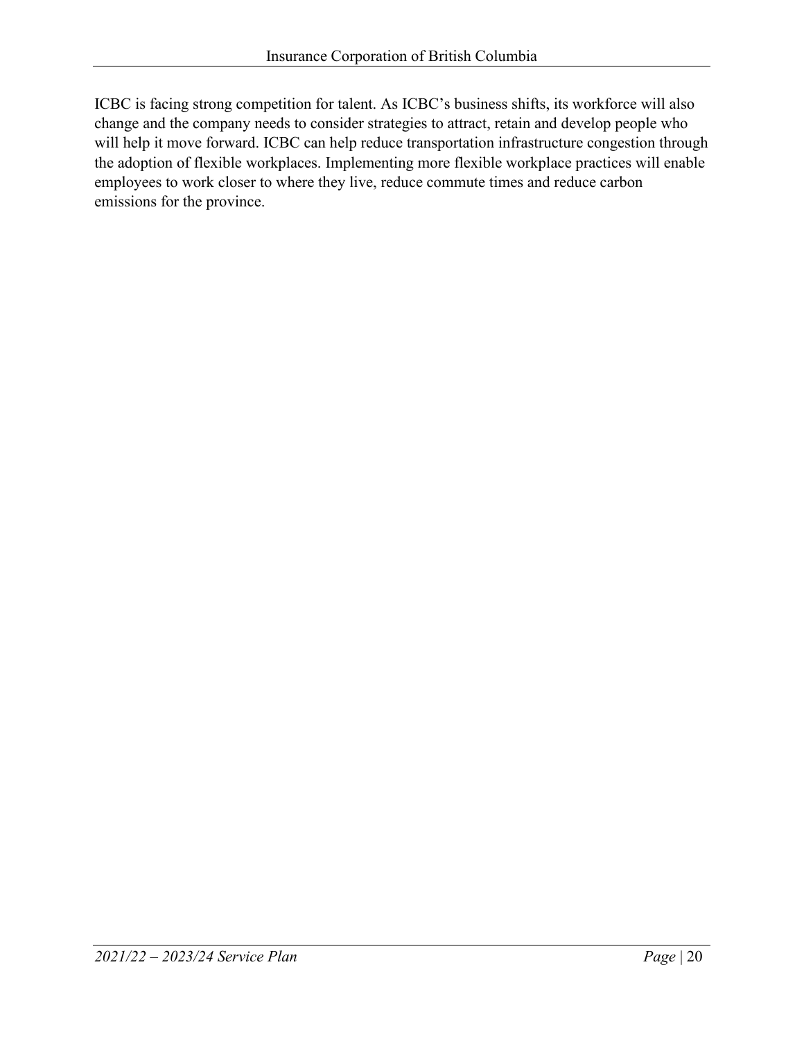ICBC is facing strong competition for talent. As ICBC's business shifts, its workforce will also change and the company needs to consider strategies to attract, retain and develop people who will help it move forward. ICBC can help reduce transportation infrastructure congestion through the adoption of flexible workplaces. Implementing more flexible workplace practices will enable employees to work closer to where they live, reduce commute times and reduce carbon emissions for the province.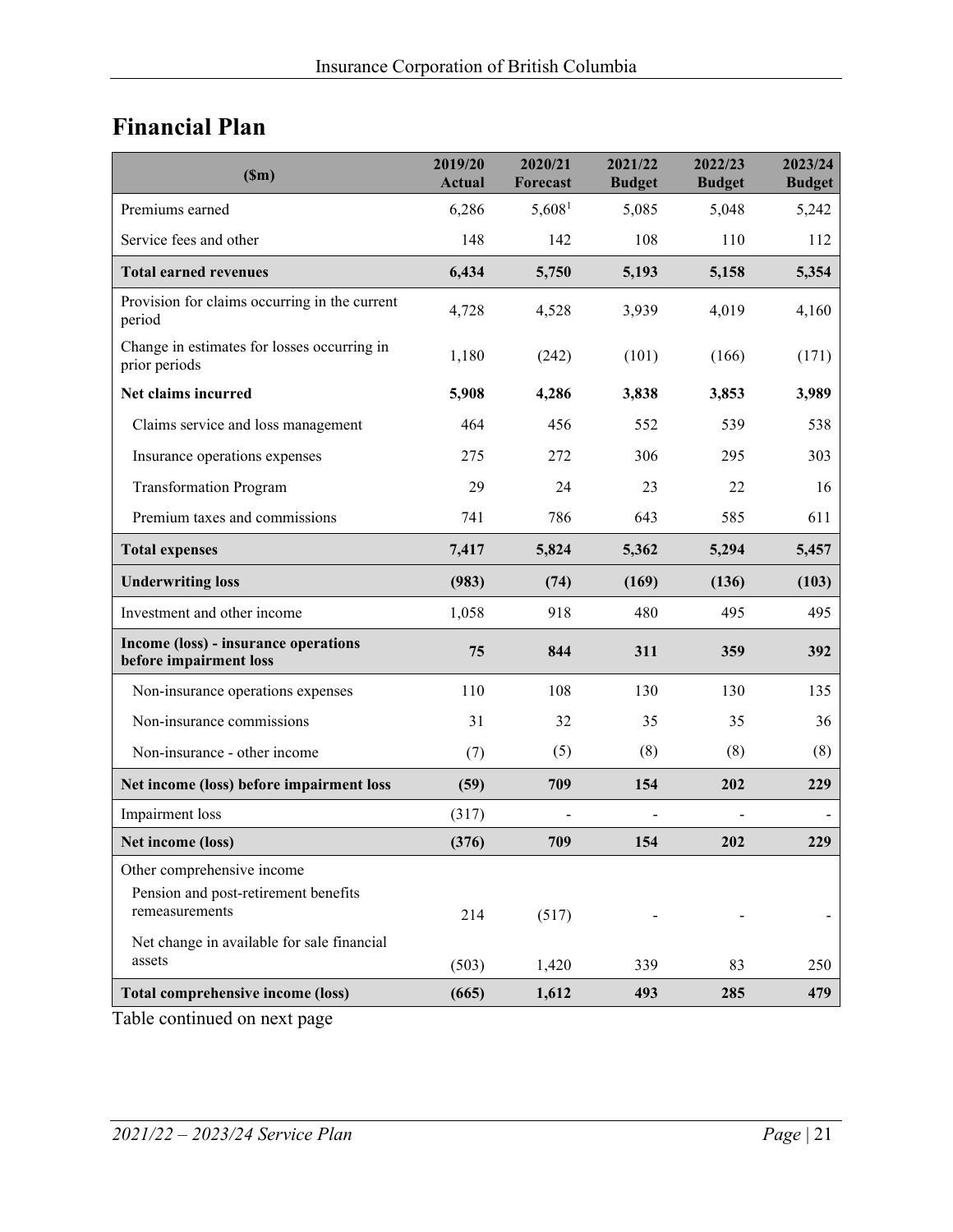## Financial Plan

| ($m) | 2019/20 Actual | 2020/21 Forecast | 2021/22 Budget | 2022/23 Budget | 2023/24 Budget |
|---|---|---|---|---|---|
| Premiums earned | 6,286 | 5,608[1] | 5,085 | 5,048 | 5,242 |
| Service fees and other | 148 | 142 | 108 | 110 | 112 |
| **Total earned revenues** | **6,434** | **5,750** | **5,193** | **5,158** | **5,354** |
| Provision for claims occurring in the current period | 4,728 | 4,528 | 3,939 | 4,019 | 4,160 |
| Change in estimates for losses occurring in prior periods | 1,180 | (242) | (101) | (166) | (171) |
| **Net claims incurred** | **5,908** | **4,286** | **3,838** | **3,853** | **3,989** |
| Claims service and loss management | 464 | 456 | 552 | 539 | 538 |
| Insurance operations expenses | 275 | 272 | 306 | 295 | 303 |
| Transformation Program | 29 | 24 | 23 | 22 | 16 |
| Premium taxes and commissions | 741 | 786 | 643 | 585 | 611 |
| **Total expenses** | **7,417** | **5,824** | **5,362** | **5,294** | **5,457** |
| **Underwriting loss** | **(983)** | **(74)** | **(169)** | **(136)** | **(103)** |
| Investment and other income | 1,058 | 918 | 480 | 495 | 495 |
| **Income (loss) - insurance operations before impairment loss** | **75** | **844** | **311** | **359** | **392** |
| Non-insurance operations expenses | 110 | 108 | 130 | 130 | 135 |
| Non-insurance commissions | 31 | 32 | 35 | 35 | 36 |
| Non-insurance - other income | (7) | (5) | (8) | (8) | (8) |
| **Net income (loss) before impairment loss** | **(59)** | **709** | **154** | **202** | **229** |
| Impairment loss | (317) | - | - | - | - |
| **Net income (loss)** | **(376)** | **709** | **154** | **202** | **229** |
| Other comprehensive income | | | | | |
| Pension and post-retirement benefits remeasurements | 214 | (517) | - | - | - |
| Net change in available for sale financial assets | (503) | 1,420 | 339 | 83 | 250 |
| **Total comprehensive income (loss)** | **(665)** | **1,612** | **493** | **285** | **479** |

Table continued on next page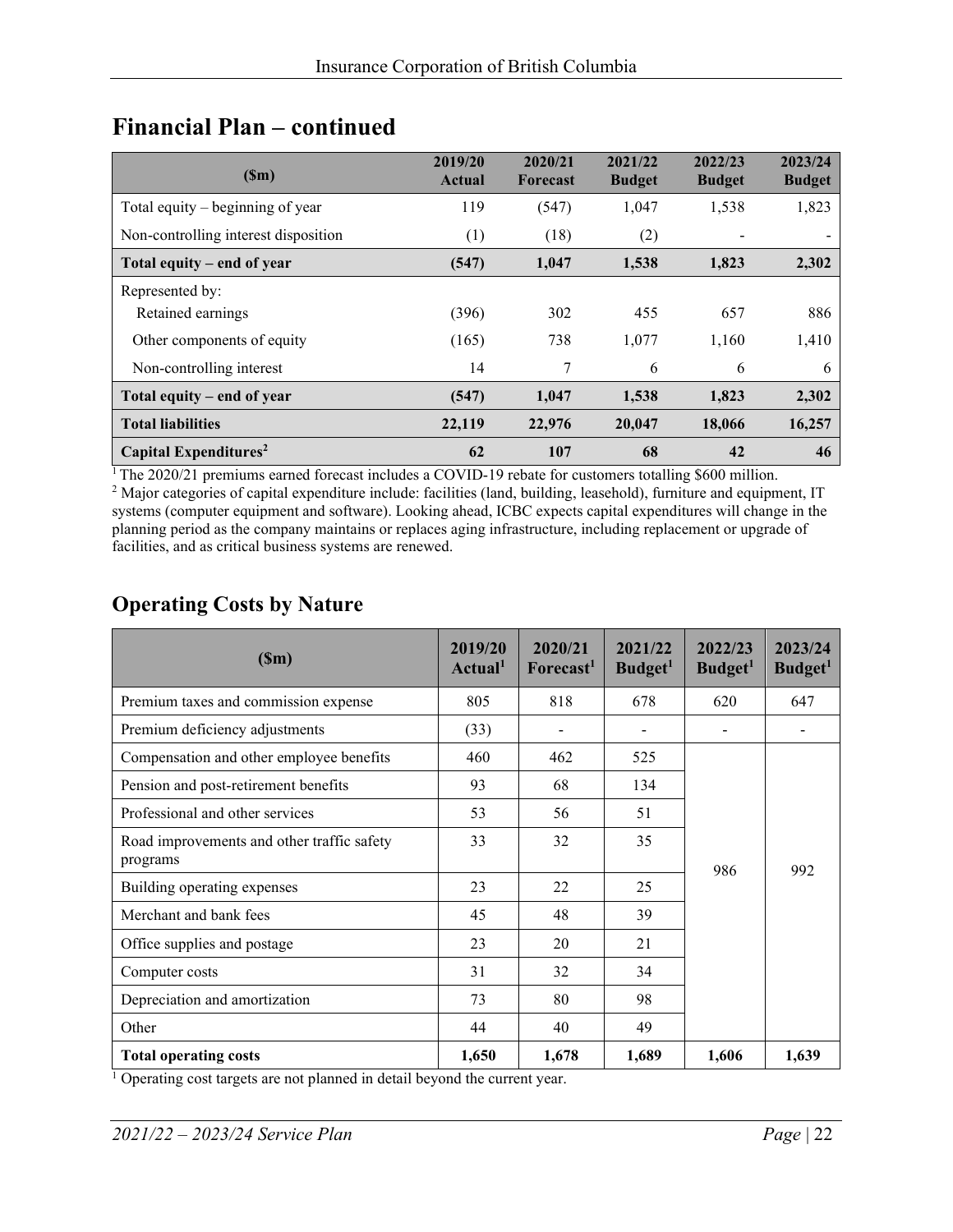## Financial Plan – continued

| ($m) | 2019/20 Actual | 2020/21 Forecast | 2021/22 Budget | 2022/23 Budget | 2023/24 Budget |
|---|---|---|---|---|---|
| Total equity – beginning of year | 119 | (547) | 1,047 | 1,538 | 1,823 |
| Non-controlling interest disposition | (1) | (18) | (2) | - | - |
| **Total equity – end of year** | **(547)** | **1,047** | **1,538** | **1,823** | **2,302** |
| Represented by: | | | | | |
| Retained earnings | (396) | 302 | 455 | 657 | 886 |
| Other components of equity | (165) | 738 | 1,077 | 1,160 | 1,410 |
| Non-controlling interest | 14 | 7 | 6 | 6 | 6 |
| **Total equity – end of year** | **(547)** | **1,047** | **1,538** | **1,823** | **2,302** |
| **Total liabilities** | **22,119** | **22,976** | **20,047** | **18,066** | **16,257** |
| **Capital Expenditures[2]** | **62** | **107** | **68** | **42** | **46** |

[1] The 2020/21 premiums earned forecast includes a COVID-19 rebate for customers totalling $600 million.
[2] Major categories of capital expenditure include: facilities (land, building, leasehold), furniture and equipment, IT systems (computer equipment and software). Looking ahead, ICBC expects capital expenditures will change in the planning period as the company maintains or replaces aging infrastructure, including replacement or upgrade of facilities, and as critical business systems are renewed.

## Operating Costs by Nature

| ($m) | 2019/20 Actual[1] | 2020/21 Forecast[1] | 2021/22 Budget[1] | 2022/23 Budget[1] | 2023/24 Budget[1] |
|---|---|---|---|---|---|
| Premium taxes and commission expense | 805 | 818 | 678 | 620 | 647 |
| Premium deficiency adjustments | (33) | - | - | - | - |
| Compensation and other employee benefits | 460 | 462 | 525 | 986 | 992 |
| Pension and post-retirement benefits | 93 | 68 | 134 | | |
| Professional and other services | 53 | 56 | 51 | | |
| Road improvements and other traffic safety programs | 33 | 32 | 35 | | |
| Building operating expenses | 23 | 22 | 25 | | |
| Merchant and bank fees | 45 | 48 | 39 | | |
| Office supplies and postage | 23 | 20 | 21 | | |
| Computer costs | 31 | 32 | 34 | | |
| Depreciation and amortization | 73 | 80 | 98 | | |
| Other | 44 | 40 | 49 | | |
| **Total operating costs** | **1,650** | **1,678** | **1,689** | **1,606** | **1,639** |

[1] Operating cost targets are not planned in detail beyond the current year.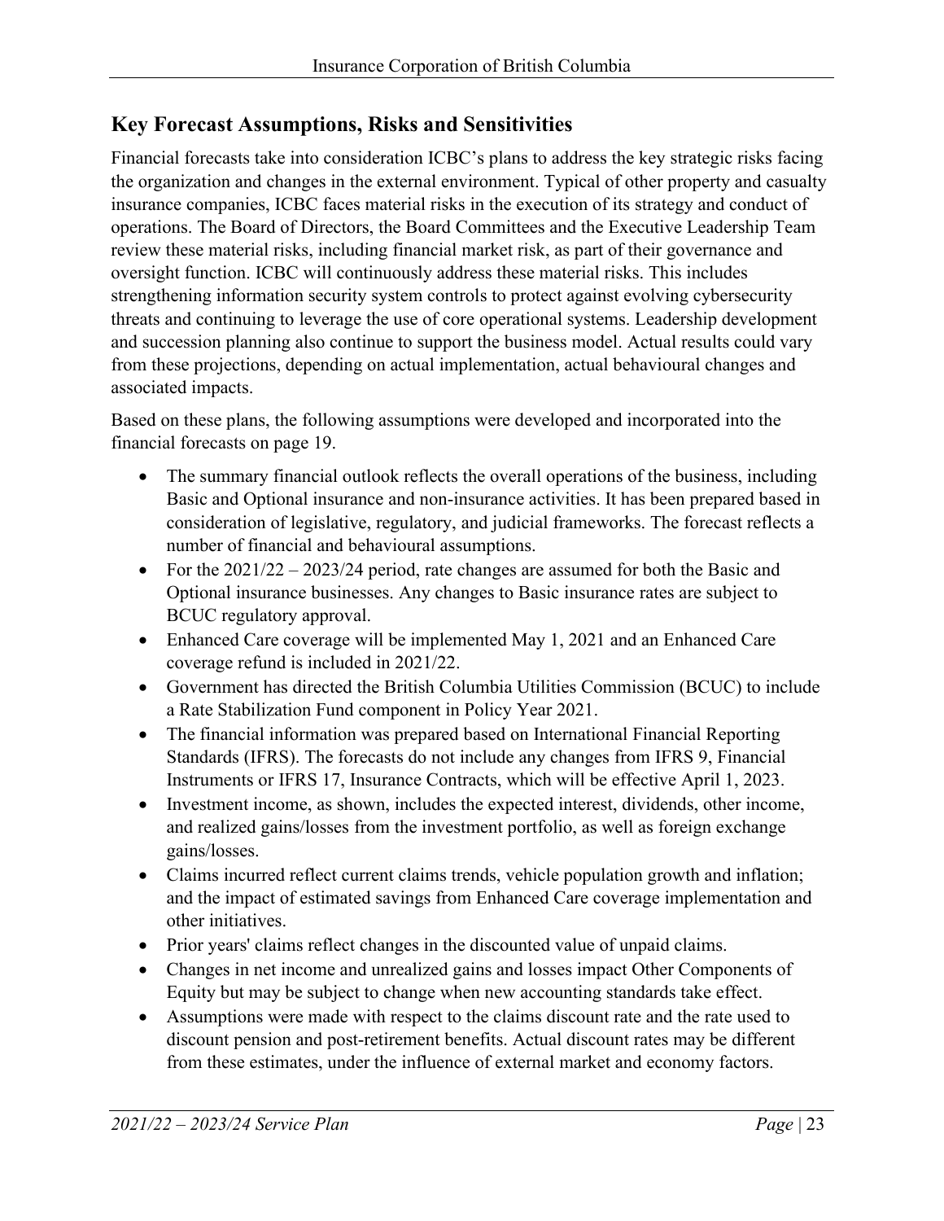## Key Forecast Assumptions, Risks and Sensitivities

Financial forecasts take into consideration ICBC's plans to address the key strategic risks facing the organization and changes in the external environment. Typical of other property and casualty insurance companies, ICBC faces material risks in the execution of its strategy and conduct of operations. The Board of Directors, the Board Committees and the Executive Leadership Team review these material risks, including financial market risk, as part of their governance and oversight function. ICBC will continuously address these material risks. This includes strengthening information security system controls to protect against evolving cybersecurity threats and continuing to leverage the use of core operational systems. Leadership development and succession planning also continue to support the business model. Actual results could vary from these projections, depending on actual implementation, actual behavioural changes and associated impacts.

Based on these plans, the following assumptions were developed and incorporated into the financial forecasts on page 19.

- The summary financial outlook reflects the overall operations of the business, including Basic and Optional insurance and non-insurance activities. It has been prepared based in consideration of legislative, regulatory, and judicial frameworks. The forecast reflects a number of financial and behavioural assumptions.
- For the 2021/22 – 2023/24 period, rate changes are assumed for both the Basic and Optional insurance businesses. Any changes to Basic insurance rates are subject to BCUC regulatory approval.
- Enhanced Care coverage will be implemented May 1, 2021 and an Enhanced Care coverage refund is included in 2021/22.
- Government has directed the British Columbia Utilities Commission (BCUC) to include a Rate Stabilization Fund component in Policy Year 2021.
- The financial information was prepared based on International Financial Reporting Standards (IFRS). The forecasts do not include any changes from IFRS 9, Financial Instruments or IFRS 17, Insurance Contracts, which will be effective April 1, 2023.
- Investment income, as shown, includes the expected interest, dividends, other income, and realized gains/losses from the investment portfolio, as well as foreign exchange gains/losses.
- Claims incurred reflect current claims trends, vehicle population growth and inflation; and the impact of estimated savings from Enhanced Care coverage implementation and other initiatives.
- Prior years' claims reflect changes in the discounted value of unpaid claims.
- Changes in net income and unrealized gains and losses impact Other Components of Equity but may be subject to change when new accounting standards take effect.
- Assumptions were made with respect to the claims discount rate and the rate used to discount pension and post-retirement benefits. Actual discount rates may be different from these estimates, under the influence of external market and economy factors.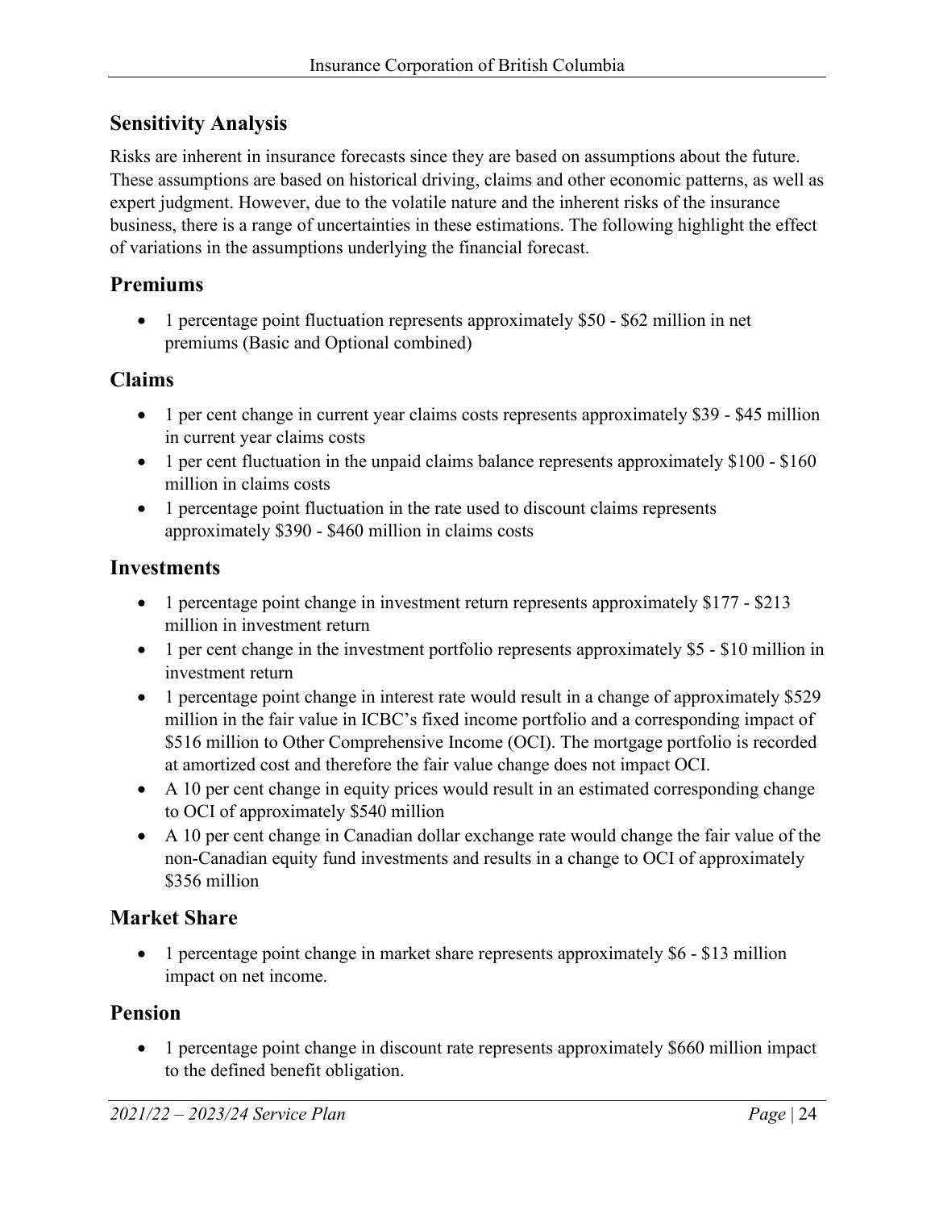## Sensitivity Analysis

Risks are inherent in insurance forecasts since they are based on assumptions about the future. These assumptions are based on historical driving, claims and other economic patterns, as well as expert judgment. However, due to the volatile nature and the inherent risks of the insurance business, there is a range of uncertainties in these estimations. The following highlight the effect of variations in the assumptions underlying the financial forecast.

### Premiums

- 1 percentage point fluctuation represents approximately $50 - $62 million in net premiums (Basic and Optional combined)

### Claims

- 1 per cent change in current year claims costs represents approximately $39 - $45 million in current year claims costs
- 1 per cent fluctuation in the unpaid claims balance represents approximately $100 - $160 million in claims costs
- 1 percentage point fluctuation in the rate used to discount claims represents approximately $390 - $460 million in claims costs

### Investments

- 1 percentage point change in investment return represents approximately $177 - $213 million in investment return
- 1 per cent change in the investment portfolio represents approximately $5 - $10 million in investment return
- 1 percentage point change in interest rate would result in a change of approximately $529 million in the fair value in ICBC's fixed income portfolio and a corresponding impact of $516 million to Other Comprehensive Income (OCI). The mortgage portfolio is recorded at amortized cost and therefore the fair value change does not impact OCI.
- A 10 per cent change in equity prices would result in an estimated corresponding change to OCI of approximately $540 million
- A 10 per cent change in Canadian dollar exchange rate would change the fair value of the non-Canadian equity fund investments and results in a change to OCI of approximately $356 million

### Market Share

- 1 percentage point change in market share represents approximately $6 - $13 million impact on net income.

### Pension

- 1 percentage point change in discount rate represents approximately $660 million impact to the defined benefit obligation.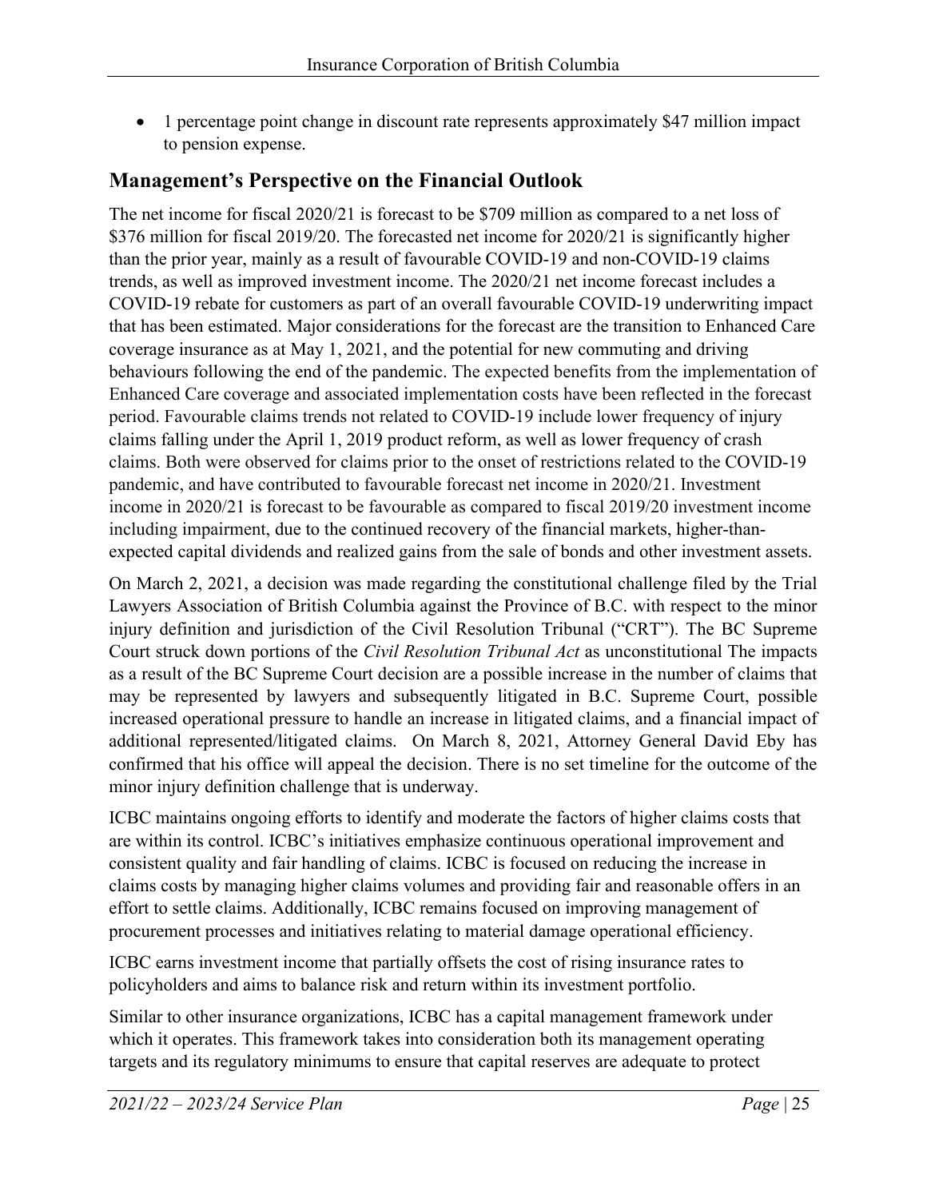- 1 percentage point change in discount rate represents approximately $47 million impact to pension expense.

## Management's Perspective on the Financial Outlook

The net income for fiscal 2020/21 is forecast to be $709 million as compared to a net loss of $376 million for fiscal 2019/20. The forecasted net income for 2020/21 is significantly higher than the prior year, mainly as a result of favourable COVID-19 and non-COVID-19 claims trends, as well as improved investment income. The 2020/21 net income forecast includes a COVID-19 rebate for customers as part of an overall favourable COVID-19 underwriting impact that has been estimated. Major considerations for the forecast are the transition to Enhanced Care coverage insurance as at May 1, 2021, and the potential for new commuting and driving behaviours following the end of the pandemic. The expected benefits from the implementation of Enhanced Care coverage and associated implementation costs have been reflected in the forecast period. Favourable claims trends not related to COVID-19 include lower frequency of injury claims falling under the April 1, 2019 product reform, as well as lower frequency of crash claims. Both were observed for claims prior to the onset of restrictions related to the COVID-19 pandemic, and have contributed to favourable forecast net income in 2020/21. Investment income in 2020/21 is forecast to be favourable as compared to fiscal 2019/20 investment income including impairment, due to the continued recovery of the financial markets, higher-than-expected capital dividends and realized gains from the sale of bonds and other investment assets.

On March 2, 2021, a decision was made regarding the constitutional challenge filed by the Trial Lawyers Association of British Columbia against the Province of B.C. with respect to the minor injury definition and jurisdiction of the Civil Resolution Tribunal ("CRT"). The BC Supreme Court struck down portions of the *Civil Resolution Tribunal Act* as unconstitutional The impacts as a result of the BC Supreme Court decision are a possible increase in the number of claims that may be represented by lawyers and subsequently litigated in B.C. Supreme Court, possible increased operational pressure to handle an increase in litigated claims, and a financial impact of additional represented/litigated claims. On March 8, 2021, Attorney General David Eby has confirmed that his office will appeal the decision. There is no set timeline for the outcome of the minor injury definition challenge that is underway.

ICBC maintains ongoing efforts to identify and moderate the factors of higher claims costs that are within its control. ICBC's initiatives emphasize continuous operational improvement and consistent quality and fair handling of claims. ICBC is focused on reducing the increase in claims costs by managing higher claims volumes and providing fair and reasonable offers in an effort to settle claims. Additionally, ICBC remains focused on improving management of procurement processes and initiatives relating to material damage operational efficiency.

ICBC earns investment income that partially offsets the cost of rising insurance rates to policyholders and aims to balance risk and return within its investment portfolio.

Similar to other insurance organizations, ICBC has a capital management framework under which it operates. This framework takes into consideration both its management operating targets and its regulatory minimums to ensure that capital reserves are adequate to protect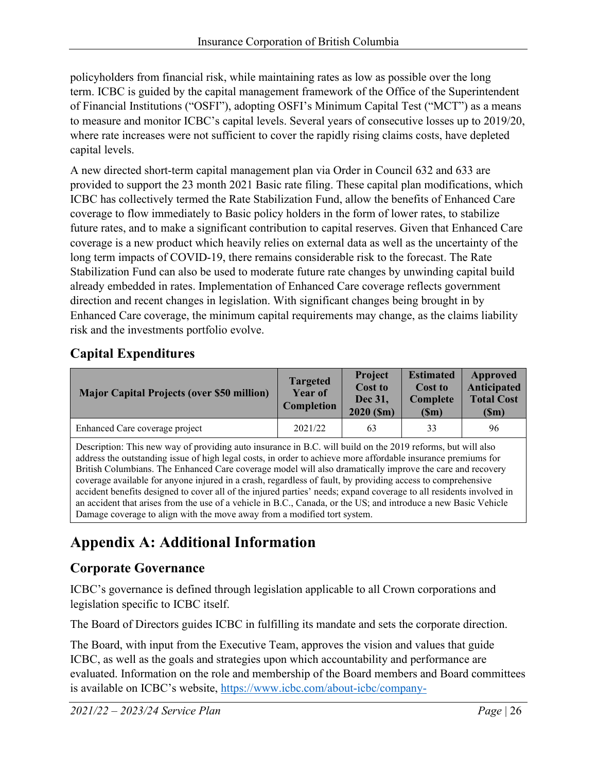policyholders from financial risk, while maintaining rates as low as possible over the long term. ICBC is guided by the capital management framework of the Office of the Superintendent of Financial Institutions ("OSFI"), adopting OSFI's Minimum Capital Test ("MCT") as a means to measure and monitor ICBC's capital levels. Several years of consecutive losses up to 2019/20, where rate increases were not sufficient to cover the rapidly rising claims costs, have depleted capital levels.

A new directed short-term capital management plan via Order in Council 632 and 633 are provided to support the 23 month 2021 Basic rate filing. These capital plan modifications, which ICBC has collectively termed the Rate Stabilization Fund, allow the benefits of Enhanced Care coverage to flow immediately to Basic policy holders in the form of lower rates, to stabilize future rates, and to make a significant contribution to capital reserves. Given that Enhanced Care coverage is a new product which heavily relies on external data as well as the uncertainty of the long term impacts of COVID-19, there remains considerable risk to the forecast. The Rate Stabilization Fund can also be used to moderate future rate changes by unwinding capital build already embedded in rates. Implementation of Enhanced Care coverage reflects government direction and recent changes in legislation. With significant changes being brought in by Enhanced Care coverage, the minimum capital requirements may change, as the claims liability risk and the investments portfolio evolve.

## Capital Expenditures

| Major Capital Projects (over $50 million) | Targeted Year of Completion | Project Cost to Dec 31, 2020 ($m) | Estimated Cost to Complete ($m) | Approved Anticipated Total Cost ($m) |
|---|---|---|---|---|
| Enhanced Care coverage project | 2021/22 | 63 | 33 | 96 |
| Description: This new way of providing auto insurance in B.C. will build on the 2019 reforms, but will also address the outstanding issue of high legal costs, in order to achieve more affordable insurance premiums for British Columbians. The Enhanced Care coverage model will also dramatically improve the care and recovery coverage available for anyone injured in a crash, regardless of fault, by providing access to comprehensive accident benefits designed to cover all of the injured parties' needs; expand coverage to all residents involved in an accident that arises from the use of a vehicle in B.C., Canada, or the US; and introduce a new Basic Vehicle Damage coverage to align with the move away from a modified tort system. | | | | |

# Appendix A: Additional Information

## Corporate Governance

ICBC's governance is defined through legislation applicable to all Crown corporations and legislation specific to ICBC itself.

The Board of Directors guides ICBC in fulfilling its mandate and sets the corporate direction.

The Board, with input from the Executive Team, approves the vision and values that guide ICBC, as well as the goals and strategies upon which accountability and performance are evaluated. Information on the role and membership of the Board members and Board committees is available on ICBC's website, https://www.icbc.com/about-icbc/company-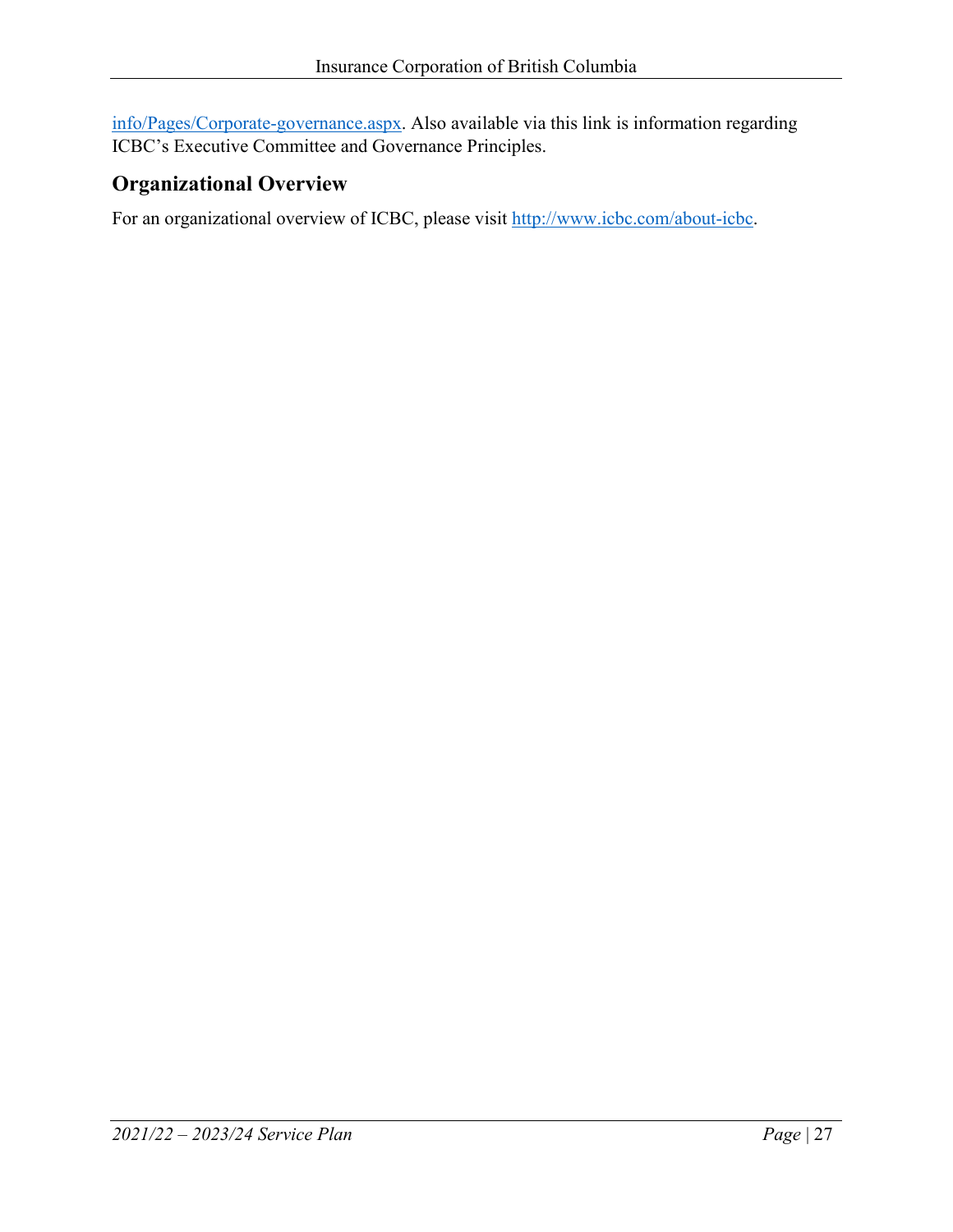info/Pages/Corporate-governance.aspx. Also available via this link is information regarding ICBC's Executive Committee and Governance Principles.

## Organizational Overview

For an organizational overview of ICBC, please visit http://www.icbc.com/about-icbc.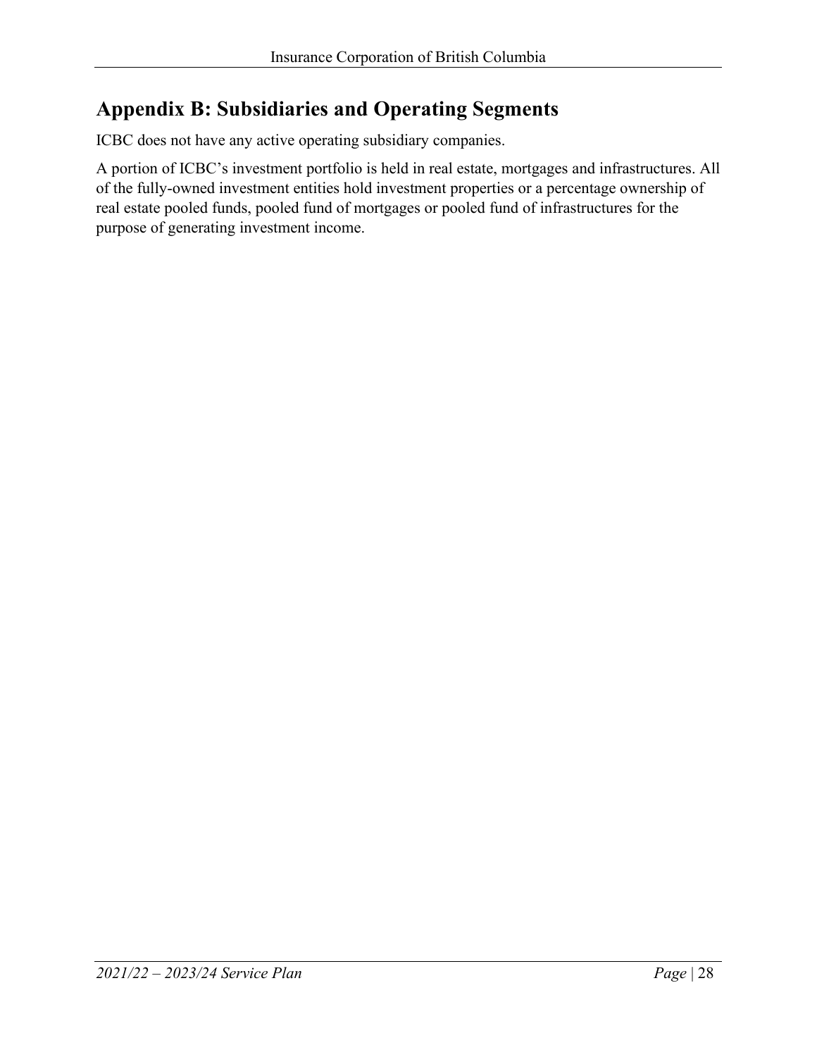# Appendix B: Subsidiaries and Operating Segments

ICBC does not have any active operating subsidiary companies.

A portion of ICBC's investment portfolio is held in real estate, mortgages and infrastructures. All of the fully-owned investment entities hold investment properties or a percentage ownership of real estate pooled funds, pooled fund of mortgages or pooled fund of infrastructures for the purpose of generating investment income.